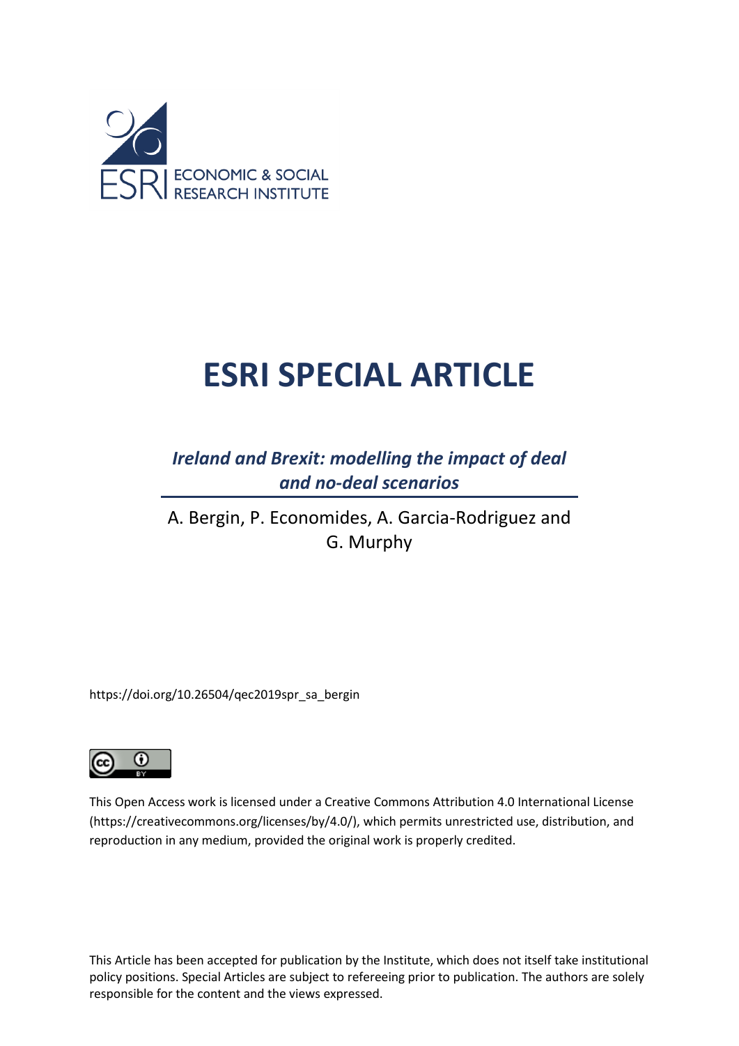ECONOMIC & SOCIAL RESEARCH INSTITUTE

# ESRI SPECIAL ARTICLE

## *Ireland and Brexit: modelling the impact of deal and no-deal scenarios*

A. Bergin, P. Economides, A. Garcia-Rodriguez and G. Murphy

https://doi.org/10.26504/qec2019spr_sa_bergin

This Open Access work is licensed under a Creative Commons Attribution 4.0 International License (https://creativecommons.org/licenses/by/4.0/), which permits unrestricted use, distribution, and reproduction in any medium, provided the original work is properly credited.

This Article has been accepted for publication by the Institute, which does not itself take institutional policy positions. Special Articles are subject to refereeing prior to publication. The authors are solely responsible for the content and the views expressed.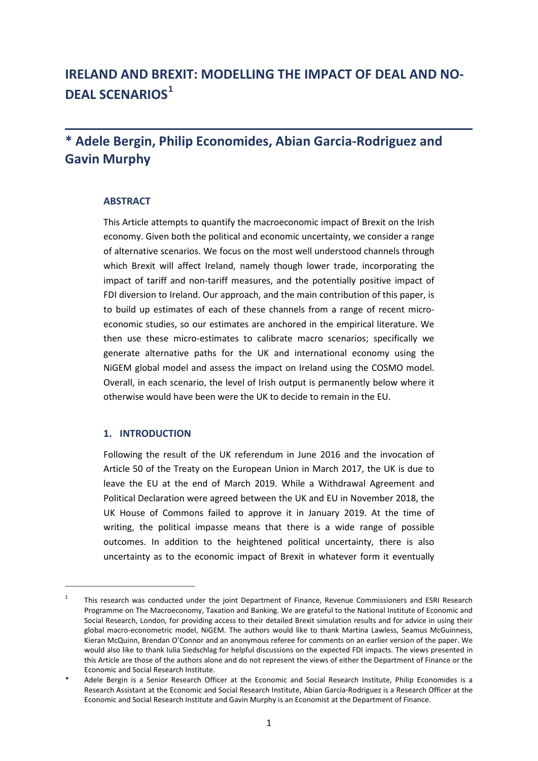# IRELAND AND BREXIT: MODELLING THE IMPACT OF DEAL AND NO-DEAL SCENARIOS[1]

## * Adele Bergin, Philip Economides, Abian Garcia-Rodriguez and Gavin Murphy

### ABSTRACT

This Article attempts to quantify the macroeconomic impact of Brexit on the Irish economy. Given both the political and economic uncertainty, we consider a range of alternative scenarios. We focus on the most well understood channels through which Brexit will affect Ireland, namely though lower trade, incorporating the impact of tariff and non-tariff measures, and the potentially positive impact of FDI diversion to Ireland. Our approach, and the main contribution of this paper, is to build up estimates of each of these channels from a range of recent micro-economic studies, so our estimates are anchored in the empirical literature. We then use these micro-estimates to calibrate macro scenarios; specifically we generate alternative paths for the UK and international economy using the NiGEM global model and assess the impact on Ireland using the COSMO model. Overall, in each scenario, the level of Irish output is permanently below where it otherwise would have been were the UK to decide to remain in the EU.

### 1. INTRODUCTION

Following the result of the UK referendum in June 2016 and the invocation of Article 50 of the Treaty on the European Union in March 2017, the UK is due to leave the EU at the end of March 2019. While a Withdrawal Agreement and Political Declaration were agreed between the UK and EU in November 2018, the UK House of Commons failed to approve it in January 2019. At the time of writing, the political impasse means that there is a wide range of possible outcomes. In addition to the heightened political uncertainty, there is also uncertainty as to the economic impact of Brexit in whatever form it eventually

---

[1] This research was conducted under the joint Department of Finance, Revenue Commissioners and ESRI Research Programme on The Macroeconomy, Taxation and Banking. We are grateful to the National Institute of Economic and Social Research, London, for providing access to their detailed Brexit simulation results and for advice in using their global macro-econometric model, NiGEM. The authors would like to thank Martina Lawless, Seamus McGuinness, Kieran McQuinn, Brendan O'Connor and an anonymous referee for comments on an earlier version of the paper. We would also like to thank Iulia Siedschlag for helpful discussions on the expected FDI impacts. The views presented in this Article are those of the authors alone and do not represent the views of either the Department of Finance or the Economic and Social Research Institute.

\* Adele Bergin is a Senior Research Officer at the Economic and Social Research Institute, Philip Economides is a Research Assistant at the Economic and Social Research Institute, Abian Garcia-Rodriguez is a Research Officer at the Economic and Social Research Institute and Gavin Murphy is an Economist at the Department of Finance.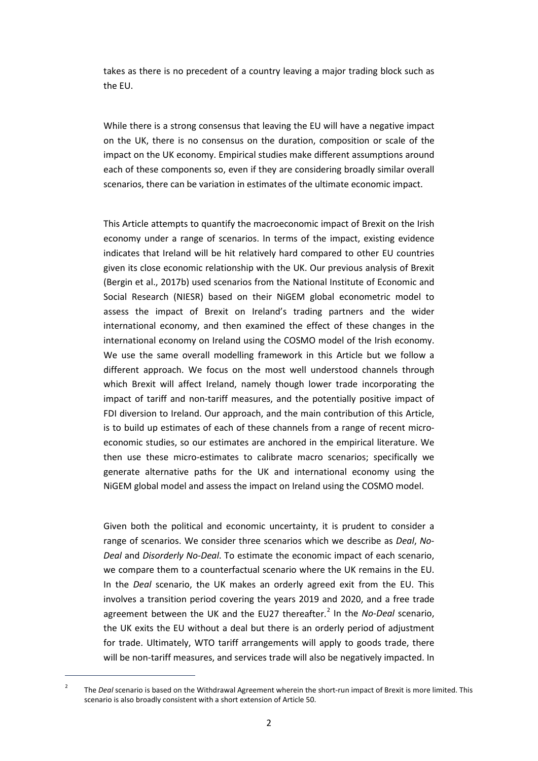takes as there is no precedent of a country leaving a major trading block such as the EU.

While there is a strong consensus that leaving the EU will have a negative impact on the UK, there is no consensus on the duration, composition or scale of the impact on the UK economy. Empirical studies make different assumptions around each of these components so, even if they are considering broadly similar overall scenarios, there can be variation in estimates of the ultimate economic impact.

This Article attempts to quantify the macroeconomic impact of Brexit on the Irish economy under a range of scenarios. In terms of the impact, existing evidence indicates that Ireland will be hit relatively hard compared to other EU countries given its close economic relationship with the UK. Our previous analysis of Brexit (Bergin et al., 2017b) used scenarios from the National Institute of Economic and Social Research (NIESR) based on their NiGEM global econometric model to assess the impact of Brexit on Ireland's trading partners and the wider international economy, and then examined the effect of these changes in the international economy on Ireland using the COSMO model of the Irish economy. We use the same overall modelling framework in this Article but we follow a different approach. We focus on the most well understood channels through which Brexit will affect Ireland, namely though lower trade incorporating the impact of tariff and non-tariff measures, and the potentially positive impact of FDI diversion to Ireland. Our approach, and the main contribution of this Article, is to build up estimates of each of these channels from a range of recent micro-economic studies, so our estimates are anchored in the empirical literature. We then use these micro-estimates to calibrate macro scenarios; specifically we generate alternative paths for the UK and international economy using the NiGEM global model and assess the impact on Ireland using the COSMO model.

Given both the political and economic uncertainty, it is prudent to consider a range of scenarios. We consider three scenarios which we describe as *Deal*, *No-Deal* and *Disorderly No-Deal*. To estimate the economic impact of each scenario, we compare them to a counterfactual scenario where the UK remains in the EU. In the *Deal* scenario, the UK makes an orderly agreed exit from the EU. This involves a transition period covering the years 2019 and 2020, and a free trade agreement between the UK and the EU27 thereafter.[2] In the *No-Deal* scenario, the UK exits the EU without a deal but there is an orderly period of adjustment for trade. Ultimately, WTO tariff arrangements will apply to goods trade, there will be non-tariff measures, and services trade will also be negatively impacted. In

[2] The *Deal* scenario is based on the Withdrawal Agreement wherein the short-run impact of Brexit is more limited. This scenario is also broadly consistent with a short extension of Article 50.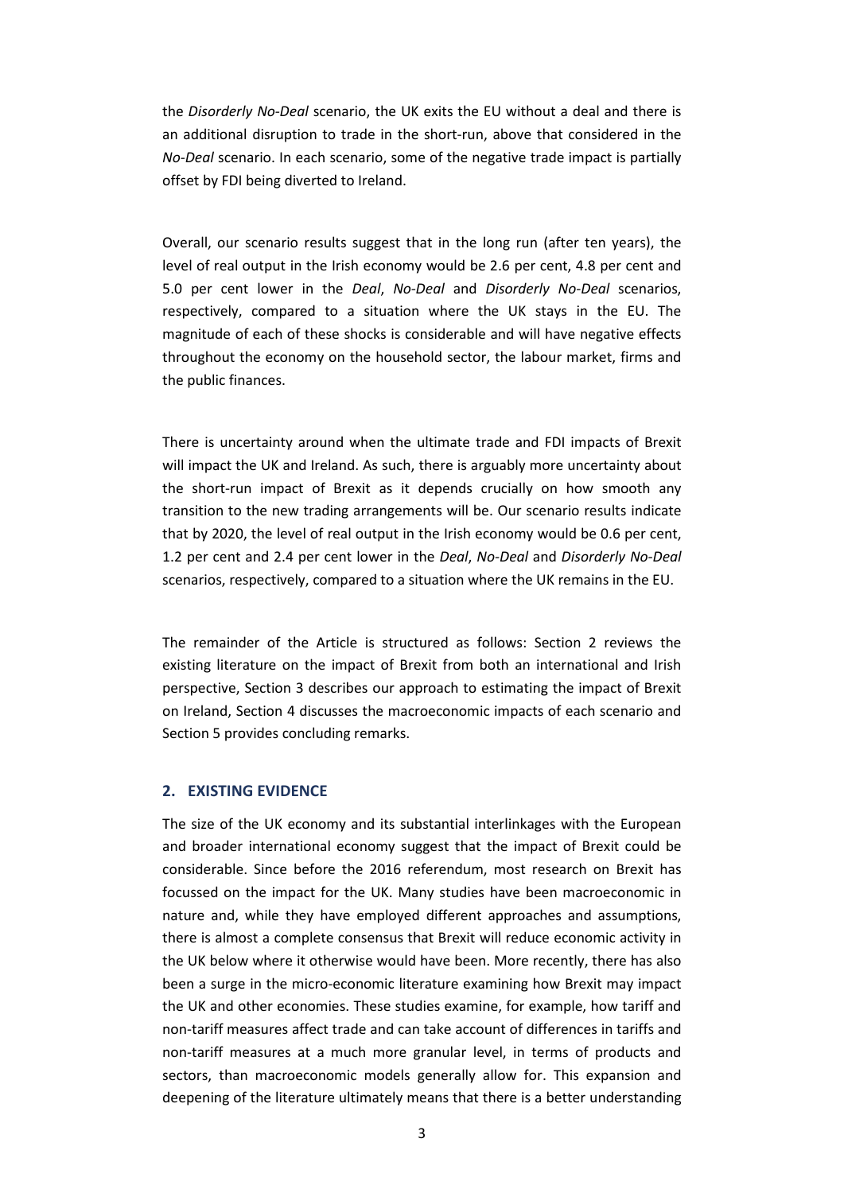the *Disorderly No-Deal* scenario, the UK exits the EU without a deal and there is an additional disruption to trade in the short-run, above that considered in the *No-Deal* scenario. In each scenario, some of the negative trade impact is partially offset by FDI being diverted to Ireland.

Overall, our scenario results suggest that in the long run (after ten years), the level of real output in the Irish economy would be 2.6 per cent, 4.8 per cent and 5.0 per cent lower in the *Deal*, *No-Deal* and *Disorderly No-Deal* scenarios, respectively, compared to a situation where the UK stays in the EU. The magnitude of each of these shocks is considerable and will have negative effects throughout the economy on the household sector, the labour market, firms and the public finances.

There is uncertainty around when the ultimate trade and FDI impacts of Brexit will impact the UK and Ireland. As such, there is arguably more uncertainty about the short-run impact of Brexit as it depends crucially on how smooth any transition to the new trading arrangements will be. Our scenario results indicate that by 2020, the level of real output in the Irish economy would be 0.6 per cent, 1.2 per cent and 2.4 per cent lower in the *Deal*, *No-Deal* and *Disorderly No-Deal* scenarios, respectively, compared to a situation where the UK remains in the EU.

The remainder of the Article is structured as follows: Section 2 reviews the existing literature on the impact of Brexit from both an international and Irish perspective, Section 3 describes our approach to estimating the impact of Brexit on Ireland, Section 4 discusses the macroeconomic impacts of each scenario and Section 5 provides concluding remarks.

## 2. EXISTING EVIDENCE

The size of the UK economy and its substantial interlinkages with the European and broader international economy suggest that the impact of Brexit could be considerable. Since before the 2016 referendum, most research on Brexit has focussed on the impact for the UK. Many studies have been macroeconomic in nature and, while they have employed different approaches and assumptions, there is almost a complete consensus that Brexit will reduce economic activity in the UK below where it otherwise would have been. More recently, there has also been a surge in the micro-economic literature examining how Brexit may impact the UK and other economies. These studies examine, for example, how tariff and non-tariff measures affect trade and can take account of differences in tariffs and non-tariff measures at a much more granular level, in terms of products and sectors, than macroeconomic models generally allow for. This expansion and deepening of the literature ultimately means that there is a better understanding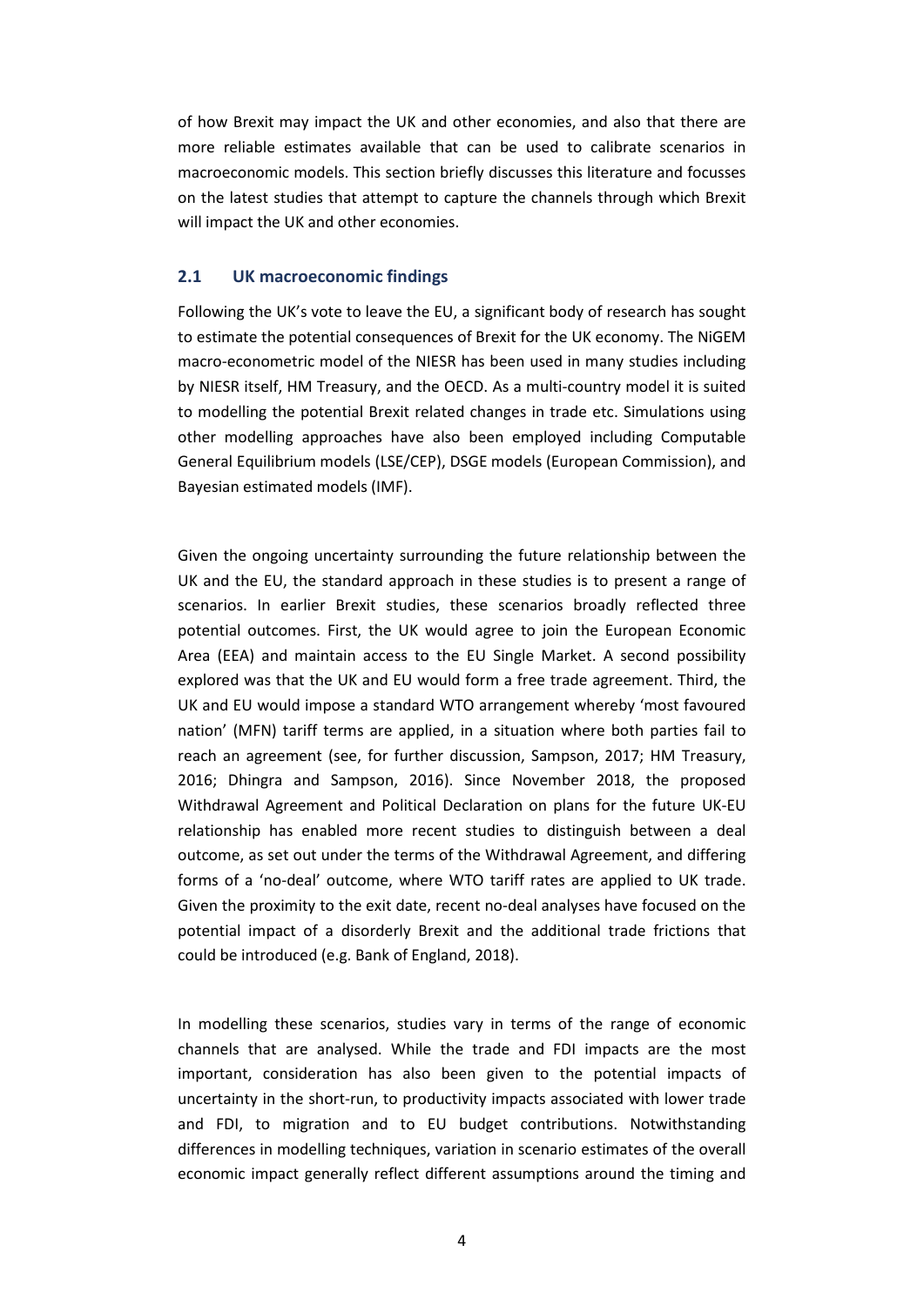of how Brexit may impact the UK and other economies, and also that there are more reliable estimates available that can be used to calibrate scenarios in macroeconomic models. This section briefly discusses this literature and focusses on the latest studies that attempt to capture the channels through which Brexit will impact the UK and other economies.

## 2.1 UK macroeconomic findings

Following the UK's vote to leave the EU, a significant body of research has sought to estimate the potential consequences of Brexit for the UK economy. The NiGEM macro-econometric model of the NIESR has been used in many studies including by NIESR itself, HM Treasury, and the OECD. As a multi-country model it is suited to modelling the potential Brexit related changes in trade etc. Simulations using other modelling approaches have also been employed including Computable General Equilibrium models (LSE/CEP), DSGE models (European Commission), and Bayesian estimated models (IMF).

Given the ongoing uncertainty surrounding the future relationship between the UK and the EU, the standard approach in these studies is to present a range of scenarios. In earlier Brexit studies, these scenarios broadly reflected three potential outcomes. First, the UK would agree to join the European Economic Area (EEA) and maintain access to the EU Single Market. A second possibility explored was that the UK and EU would form a free trade agreement. Third, the UK and EU would impose a standard WTO arrangement whereby 'most favoured nation' (MFN) tariff terms are applied, in a situation where both parties fail to reach an agreement (see, for further discussion, Sampson, 2017; HM Treasury, 2016; Dhingra and Sampson, 2016). Since November 2018, the proposed Withdrawal Agreement and Political Declaration on plans for the future UK-EU relationship has enabled more recent studies to distinguish between a deal outcome, as set out under the terms of the Withdrawal Agreement, and differing forms of a 'no-deal' outcome, where WTO tariff rates are applied to UK trade. Given the proximity to the exit date, recent no-deal analyses have focused on the potential impact of a disorderly Brexit and the additional trade frictions that could be introduced (e.g. Bank of England, 2018).

In modelling these scenarios, studies vary in terms of the range of economic channels that are analysed. While the trade and FDI impacts are the most important, consideration has also been given to the potential impacts of uncertainty in the short-run, to productivity impacts associated with lower trade and FDI, to migration and to EU budget contributions. Notwithstanding differences in modelling techniques, variation in scenario estimates of the overall economic impact generally reflect different assumptions around the timing and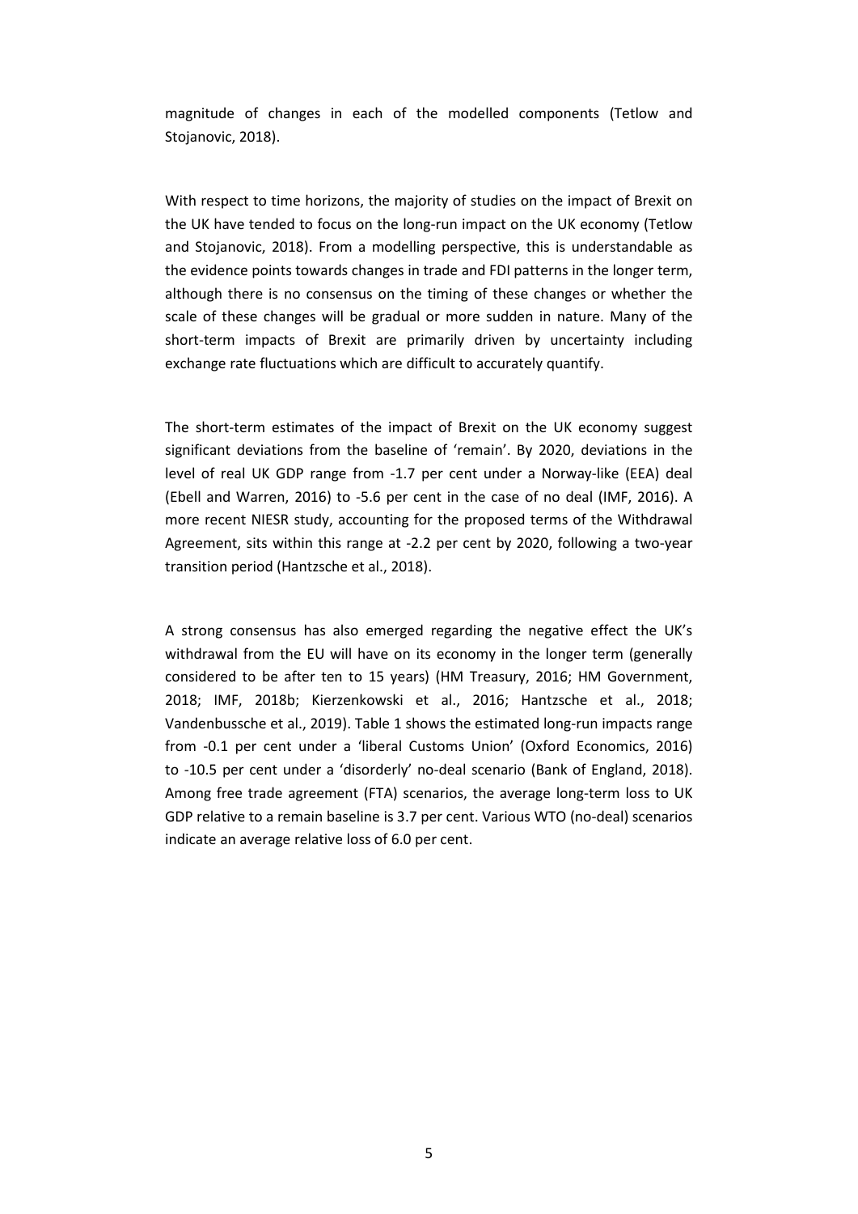magnitude of changes in each of the modelled components (Tetlow and Stojanovic, 2018).

With respect to time horizons, the majority of studies on the impact of Brexit on the UK have tended to focus on the long-run impact on the UK economy (Tetlow and Stojanovic, 2018). From a modelling perspective, this is understandable as the evidence points towards changes in trade and FDI patterns in the longer term, although there is no consensus on the timing of these changes or whether the scale of these changes will be gradual or more sudden in nature. Many of the short-term impacts of Brexit are primarily driven by uncertainty including exchange rate fluctuations which are difficult to accurately quantify.

The short-term estimates of the impact of Brexit on the UK economy suggest significant deviations from the baseline of 'remain'. By 2020, deviations in the level of real UK GDP range from -1.7 per cent under a Norway-like (EEA) deal (Ebell and Warren, 2016) to -5.6 per cent in the case of no deal (IMF, 2016). A more recent NIESR study, accounting for the proposed terms of the Withdrawal Agreement, sits within this range at -2.2 per cent by 2020, following a two-year transition period (Hantzsche et al., 2018).

A strong consensus has also emerged regarding the negative effect the UK's withdrawal from the EU will have on its economy in the longer term (generally considered to be after ten to 15 years) (HM Treasury, 2016; HM Government, 2018; IMF, 2018b; Kierzenkowski et al., 2016; Hantzsche et al., 2018; Vandenbussche et al., 2019). Table 1 shows the estimated long-run impacts range from -0.1 per cent under a 'liberal Customs Union' (Oxford Economics, 2016) to -10.5 per cent under a 'disorderly' no-deal scenario (Bank of England, 2018). Among free trade agreement (FTA) scenarios, the average long-term loss to UK GDP relative to a remain baseline is 3.7 per cent. Various WTO (no-deal) scenarios indicate an average relative loss of 6.0 per cent.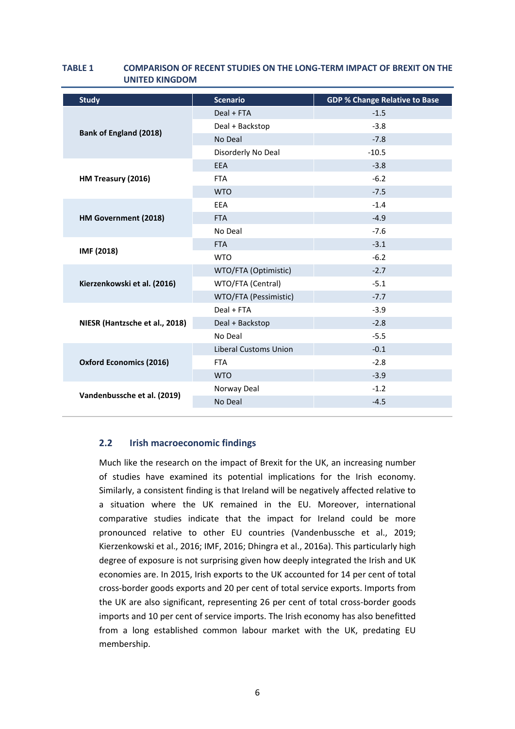**TABLE 1 COMPARISON OF RECENT STUDIES ON THE LONG-TERM IMPACT OF BREXIT ON THE UNITED KINGDOM**

| Study | Scenario | GDP % Change Relative to Base |
|---|---|---|
| **Bank of England (2018)** | Deal + FTA | -1.5 |
| | Deal + Backstop | -3.8 |
| | No Deal | -7.8 |
| | Disorderly No Deal | -10.5 |
| **HM Treasury (2016)** | EEA | -3.8 |
| | FTA | -6.2 |
| | WTO | -7.5 |
| **HM Government (2018)** | EEA | -1.4 |
| | FTA | -4.9 |
| | No Deal | -7.6 |
| **IMF (2018)** | FTA | -3.1 |
| | WTO | -6.2 |
| **Kierzenkowski et al. (2016)** | WTO/FTA (Optimistic) | -2.7 |
| | WTO/FTA (Central) | -5.1 |
| | WTO/FTA (Pessimistic) | -7.7 |
| **NIESR (Hantzsche et al., 2018)** | Deal + FTA | -3.9 |
| | Deal + Backstop | -2.8 |
| | No Deal | -5.5 |
| **Oxford Economics (2016)** | Liberal Customs Union | -0.1 |
| | FTA | -2.8 |
| | WTO | -3.9 |
| **Vandenbussche et al. (2019)** | Norway Deal | -1.2 |
| | No Deal | -4.5 |

### 2.2 Irish macroeconomic findings

Much like the research on the impact of Brexit for the UK, an increasing number of studies have examined its potential implications for the Irish economy. Similarly, a consistent finding is that Ireland will be negatively affected relative to a situation where the UK remained in the EU. Moreover, international comparative studies indicate that the impact for Ireland could be more pronounced relative to other EU countries (Vandenbussche et al., 2019; Kierzenkowski et al., 2016; IMF, 2016; Dhingra et al., 2016a). This particularly high degree of exposure is not surprising given how deeply integrated the Irish and UK economies are. In 2015, Irish exports to the UK accounted for 14 per cent of total cross-border goods exports and 20 per cent of total service exports. Imports from the UK are also significant, representing 26 per cent of total cross-border goods imports and 10 per cent of service imports. The Irish economy has also benefitted from a long established common labour market with the UK, predating EU membership.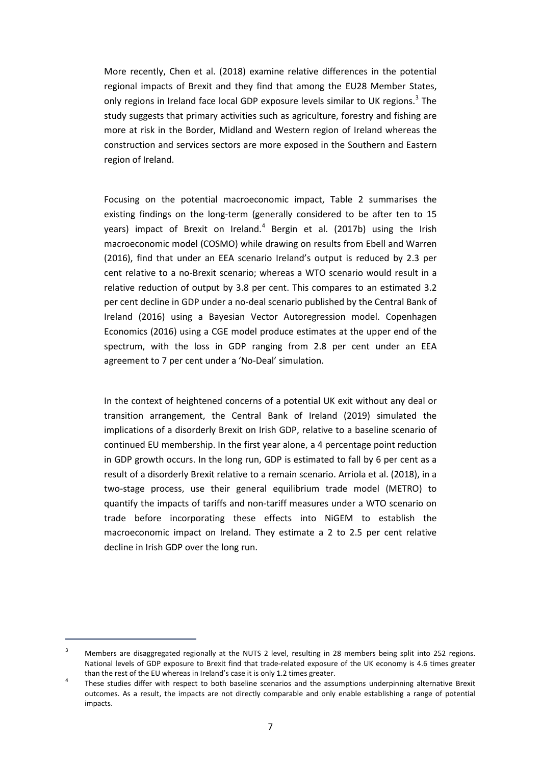More recently, Chen et al. (2018) examine relative differences in the potential regional impacts of Brexit and they find that among the EU28 Member States, only regions in Ireland face local GDP exposure levels similar to UK regions.[3] The study suggests that primary activities such as agriculture, forestry and fishing are more at risk in the Border, Midland and Western region of Ireland whereas the construction and services sectors are more exposed in the Southern and Eastern region of Ireland.

Focusing on the potential macroeconomic impact, Table 2 summarises the existing findings on the long-term (generally considered to be after ten to 15 years) impact of Brexit on Ireland.[4] Bergin et al. (2017b) using the Irish macroeconomic model (COSMO) while drawing on results from Ebell and Warren (2016), find that under an EEA scenario Ireland's output is reduced by 2.3 per cent relative to a no-Brexit scenario; whereas a WTO scenario would result in a relative reduction of output by 3.8 per cent. This compares to an estimated 3.2 per cent decline in GDP under a no-deal scenario published by the Central Bank of Ireland (2016) using a Bayesian Vector Autoregression model. Copenhagen Economics (2016) using a CGE model produce estimates at the upper end of the spectrum, with the loss in GDP ranging from 2.8 per cent under an EEA agreement to 7 per cent under a 'No-Deal' simulation.

In the context of heightened concerns of a potential UK exit without any deal or transition arrangement, the Central Bank of Ireland (2019) simulated the implications of a disorderly Brexit on Irish GDP, relative to a baseline scenario of continued EU membership. In the first year alone, a 4 percentage point reduction in GDP growth occurs. In the long run, GDP is estimated to fall by 6 per cent as a result of a disorderly Brexit relative to a remain scenario. Arriola et al. (2018), in a two-stage process, use their general equilibrium trade model (METRO) to quantify the impacts of tariffs and non-tariff measures under a WTO scenario on trade before incorporating these effects into NiGEM to establish the macroeconomic impact on Ireland. They estimate a 2 to 2.5 per cent relative decline in Irish GDP over the long run.

[3] Members are disaggregated regionally at the NUTS 2 level, resulting in 28 members being split into 252 regions. National levels of GDP exposure to Brexit find that trade-related exposure of the UK economy is 4.6 times greater than the rest of the EU whereas in Ireland's case it is only 1.2 times greater.

[4] These studies differ with respect to both baseline scenarios and the assumptions underpinning alternative Brexit outcomes. As a result, the impacts are not directly comparable and only enable establishing a range of potential impacts.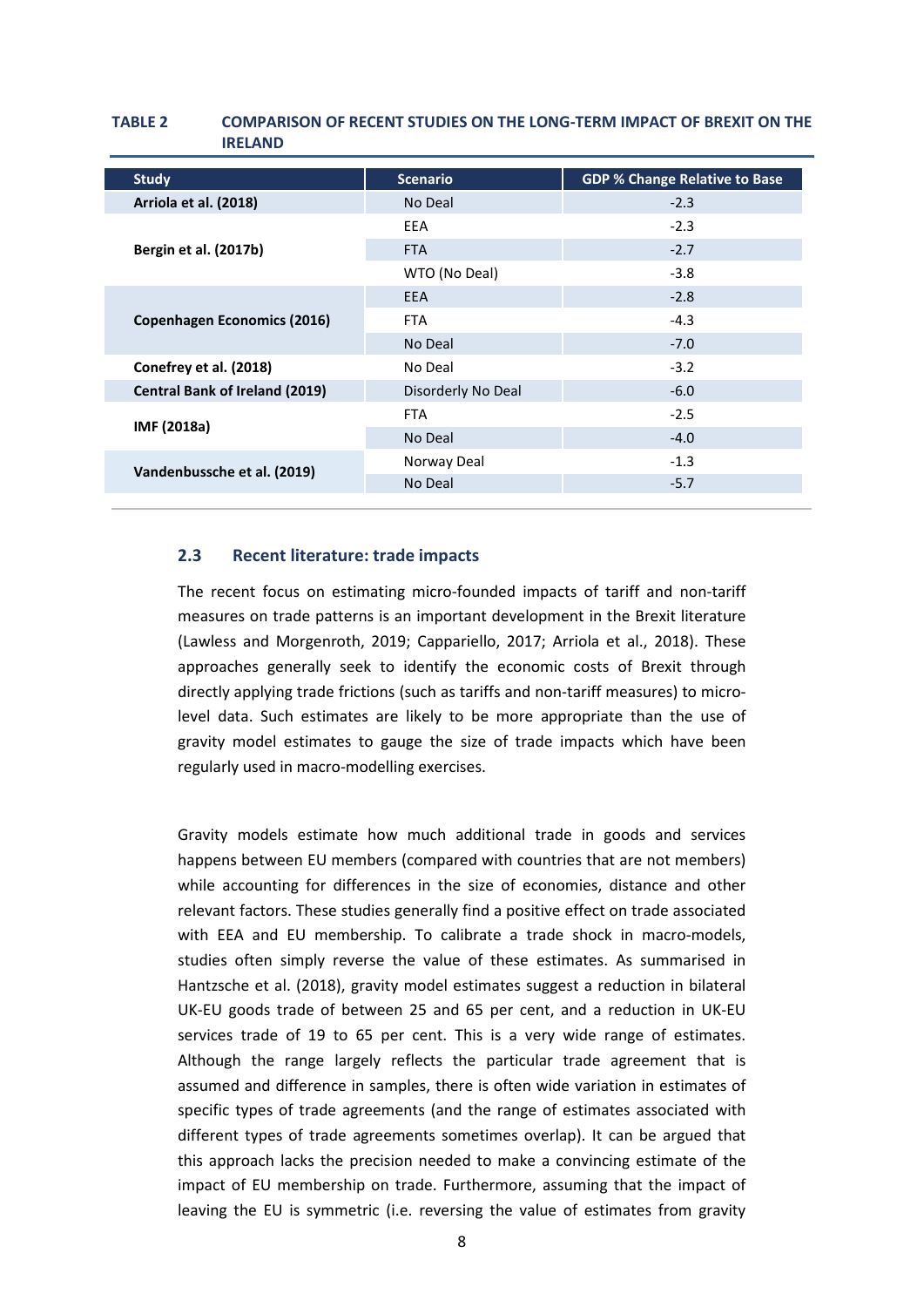**TABLE 2 COMPARISON OF RECENT STUDIES ON THE LONG-TERM IMPACT OF BREXIT ON THE IRELAND**

| Study | Scenario | GDP % Change Relative to Base |
|---|---|---|
| **Arriola et al. (2018)** | No Deal | -2.3 |
| **Bergin et al. (2017b)** | EEA | -2.3 |
| | FTA | -2.7 |
| | WTO (No Deal) | -3.8 |
| **Copenhagen Economics (2016)** | EEA | -2.8 |
| | FTA | -4.3 |
| | No Deal | -7.0 |
| **Conefrey et al. (2018)** | No Deal | -3.2 |
| **Central Bank of Ireland (2019)** | Disorderly No Deal | -6.0 |
| **IMF (2018a)** | FTA | -2.5 |
| | No Deal | -4.0 |
| **Vandenbussche et al. (2019)** | Norway Deal | -1.3 |
| | No Deal | -5.7 |

### 2.3 Recent literature: trade impacts

The recent focus on estimating micro-founded impacts of tariff and non-tariff measures on trade patterns is an important development in the Brexit literature (Lawless and Morgenroth, 2019; Cappariello, 2017; Arriola et al., 2018). These approaches generally seek to identify the economic costs of Brexit through directly applying trade frictions (such as tariffs and non-tariff measures) to micro-level data. Such estimates are likely to be more appropriate than the use of gravity model estimates to gauge the size of trade impacts which have been regularly used in macro-modelling exercises.

Gravity models estimate how much additional trade in goods and services happens between EU members (compared with countries that are not members) while accounting for differences in the size of economies, distance and other relevant factors. These studies generally find a positive effect on trade associated with EEA and EU membership. To calibrate a trade shock in macro-models, studies often simply reverse the value of these estimates. As summarised in Hantzsche et al. (2018), gravity model estimates suggest a reduction in bilateral UK-EU goods trade of between 25 and 65 per cent, and a reduction in UK-EU services trade of 19 to 65 per cent. This is a very wide range of estimates. Although the range largely reflects the particular trade agreement that is assumed and difference in samples, there is often wide variation in estimates of specific types of trade agreements (and the range of estimates associated with different types of trade agreements sometimes overlap). It can be argued that this approach lacks the precision needed to make a convincing estimate of the impact of EU membership on trade. Furthermore, assuming that the impact of leaving the EU is symmetric (i.e. reversing the value of estimates from gravity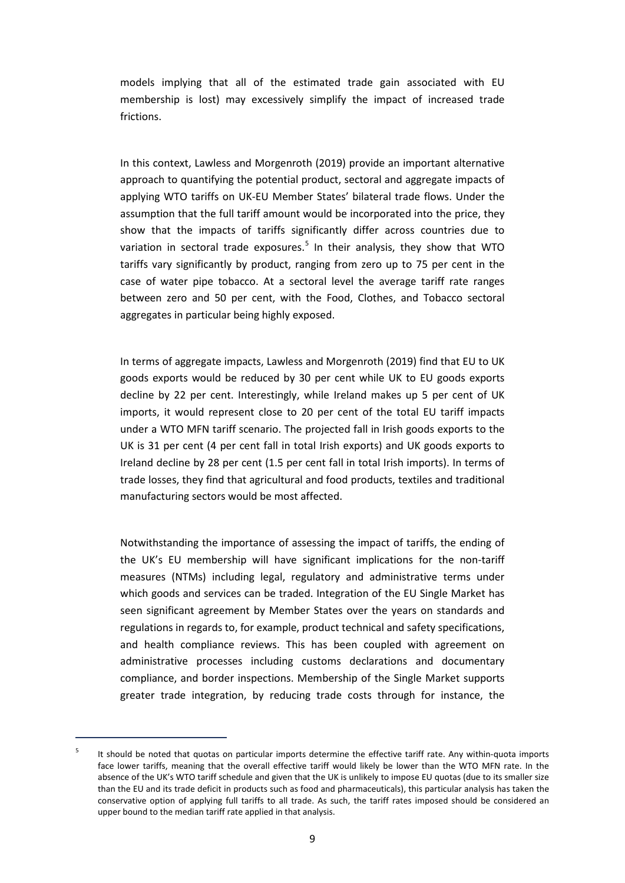models implying that all of the estimated trade gain associated with EU membership is lost) may excessively simplify the impact of increased trade frictions.

In this context, Lawless and Morgenroth (2019) provide an important alternative approach to quantifying the potential product, sectoral and aggregate impacts of applying WTO tariffs on UK-EU Member States' bilateral trade flows. Under the assumption that the full tariff amount would be incorporated into the price, they show that the impacts of tariffs significantly differ across countries due to variation in sectoral trade exposures.[5] In their analysis, they show that WTO tariffs vary significantly by product, ranging from zero up to 75 per cent in the case of water pipe tobacco. At a sectoral level the average tariff rate ranges between zero and 50 per cent, with the Food, Clothes, and Tobacco sectoral aggregates in particular being highly exposed.

In terms of aggregate impacts, Lawless and Morgenroth (2019) find that EU to UK goods exports would be reduced by 30 per cent while UK to EU goods exports decline by 22 per cent. Interestingly, while Ireland makes up 5 per cent of UK imports, it would represent close to 20 per cent of the total EU tariff impacts under a WTO MFN tariff scenario. The projected fall in Irish goods exports to the UK is 31 per cent (4 per cent fall in total Irish exports) and UK goods exports to Ireland decline by 28 per cent (1.5 per cent fall in total Irish imports). In terms of trade losses, they find that agricultural and food products, textiles and traditional manufacturing sectors would be most affected.

Notwithstanding the importance of assessing the impact of tariffs, the ending of the UK's EU membership will have significant implications for the non-tariff measures (NTMs) including legal, regulatory and administrative terms under which goods and services can be traded. Integration of the EU Single Market has seen significant agreement by Member States over the years on standards and regulations in regards to, for example, product technical and safety specifications, and health compliance reviews. This has been coupled with agreement on administrative processes including customs declarations and documentary compliance, and border inspections. Membership of the Single Market supports greater trade integration, by reducing trade costs through for instance, the

[5] It should be noted that quotas on particular imports determine the effective tariff rate. Any within-quota imports face lower tariffs, meaning that the overall effective tariff would likely be lower than the WTO MFN rate. In the absence of the UK's WTO tariff schedule and given that the UK is unlikely to impose EU quotas (due to its smaller size than the EU and its trade deficit in products such as food and pharmaceuticals), this particular analysis has taken the conservative option of applying full tariffs to all trade. As such, the tariff rates imposed should be considered an upper bound to the median tariff rate applied in that analysis.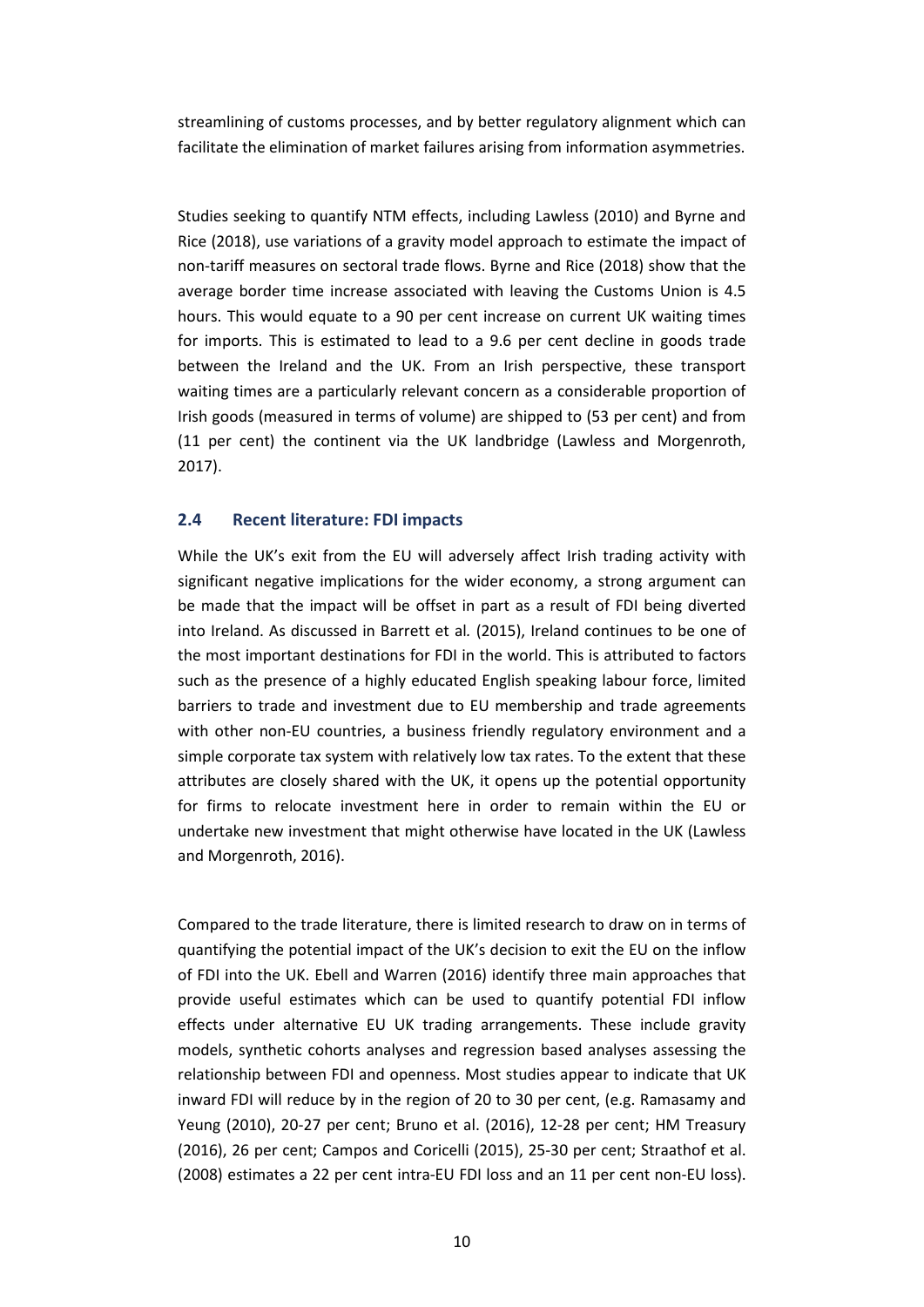streamlining of customs processes, and by better regulatory alignment which can facilitate the elimination of market failures arising from information asymmetries.

Studies seeking to quantify NTM effects, including Lawless (2010) and Byrne and Rice (2018), use variations of a gravity model approach to estimate the impact of non-tariff measures on sectoral trade flows. Byrne and Rice (2018) show that the average border time increase associated with leaving the Customs Union is 4.5 hours. This would equate to a 90 per cent increase on current UK waiting times for imports. This is estimated to lead to a 9.6 per cent decline in goods trade between the Ireland and the UK. From an Irish perspective, these transport waiting times are a particularly relevant concern as a considerable proportion of Irish goods (measured in terms of volume) are shipped to (53 per cent) and from (11 per cent) the continent via the UK landbridge (Lawless and Morgenroth, 2017).

### 2.4 Recent literature: FDI impacts

While the UK's exit from the EU will adversely affect Irish trading activity with significant negative implications for the wider economy, a strong argument can be made that the impact will be offset in part as a result of FDI being diverted into Ireland. As discussed in Barrett et al*.* (2015), Ireland continues to be one of the most important destinations for FDI in the world. This is attributed to factors such as the presence of a highly educated English speaking labour force, limited barriers to trade and investment due to EU membership and trade agreements with other non-EU countries, a business friendly regulatory environment and a simple corporate tax system with relatively low tax rates. To the extent that these attributes are closely shared with the UK, it opens up the potential opportunity for firms to relocate investment here in order to remain within the EU or undertake new investment that might otherwise have located in the UK (Lawless and Morgenroth, 2016).

Compared to the trade literature, there is limited research to draw on in terms of quantifying the potential impact of the UK's decision to exit the EU on the inflow of FDI into the UK. Ebell and Warren (2016) identify three main approaches that provide useful estimates which can be used to quantify potential FDI inflow effects under alternative EU UK trading arrangements. These include gravity models, synthetic cohorts analyses and regression based analyses assessing the relationship between FDI and openness. Most studies appear to indicate that UK inward FDI will reduce by in the region of 20 to 30 per cent, (e.g. Ramasamy and Yeung (2010), 20-27 per cent; Bruno et al. (2016), 12-28 per cent; HM Treasury (2016), 26 per cent; Campos and Coricelli (2015), 25-30 per cent; Straathof et al. (2008) estimates a 22 per cent intra-EU FDI loss and an 11 per cent non-EU loss).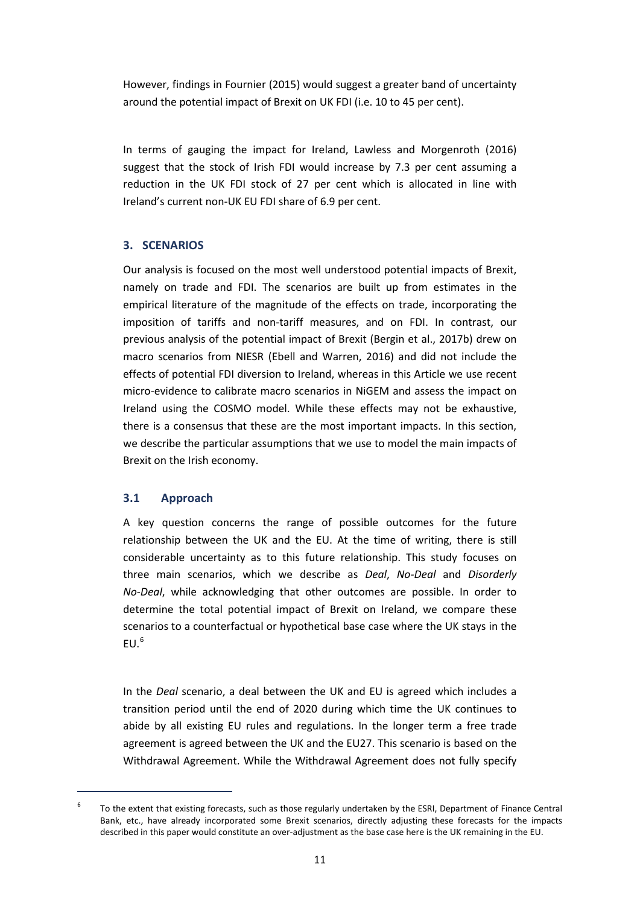However, findings in Fournier (2015) would suggest a greater band of uncertainty around the potential impact of Brexit on UK FDI (i.e. 10 to 45 per cent).

In terms of gauging the impact for Ireland, Lawless and Morgenroth (2016) suggest that the stock of Irish FDI would increase by 7.3 per cent assuming a reduction in the UK FDI stock of 27 per cent which is allocated in line with Ireland's current non-UK EU FDI share of 6.9 per cent.

## 3. SCENARIOS

Our analysis is focused on the most well understood potential impacts of Brexit, namely on trade and FDI. The scenarios are built up from estimates in the empirical literature of the magnitude of the effects on trade, incorporating the imposition of tariffs and non-tariff measures, and on FDI. In contrast, our previous analysis of the potential impact of Brexit (Bergin et al., 2017b) drew on macro scenarios from NIESR (Ebell and Warren, 2016) and did not include the effects of potential FDI diversion to Ireland, whereas in this Article we use recent micro-evidence to calibrate macro scenarios in NiGEM and assess the impact on Ireland using the COSMO model. While these effects may not be exhaustive, there is a consensus that these are the most important impacts. In this section, we describe the particular assumptions that we use to model the main impacts of Brexit on the Irish economy.

### 3.1 Approach

A key question concerns the range of possible outcomes for the future relationship between the UK and the EU. At the time of writing, there is still considerable uncertainty as to this future relationship. This study focuses on three main scenarios, which we describe as *Deal*, *No-Deal* and *Disorderly No-Deal*, while acknowledging that other outcomes are possible. In order to determine the total potential impact of Brexit on Ireland, we compare these scenarios to a counterfactual or hypothetical base case where the UK stays in the EU.[6]

In the *Deal* scenario, a deal between the UK and EU is agreed which includes a transition period until the end of 2020 during which time the UK continues to abide by all existing EU rules and regulations. In the longer term a free trade agreement is agreed between the UK and the EU27. This scenario is based on the Withdrawal Agreement. While the Withdrawal Agreement does not fully specify

[6] To the extent that existing forecasts, such as those regularly undertaken by the ESRI, Department of Finance Central Bank, etc., have already incorporated some Brexit scenarios, directly adjusting these forecasts for the impacts described in this paper would constitute an over-adjustment as the base case here is the UK remaining in the EU.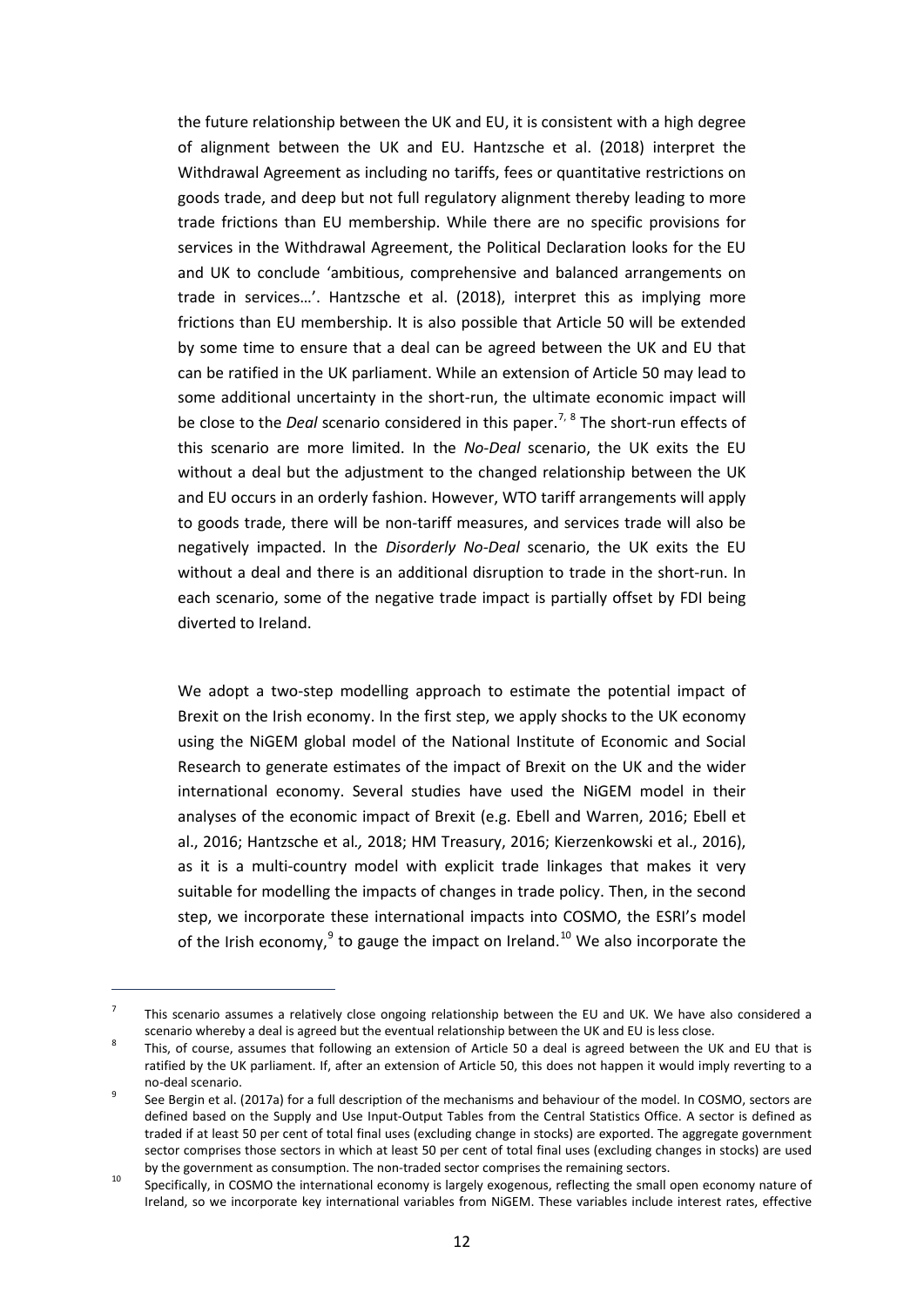the future relationship between the UK and EU, it is consistent with a high degree of alignment between the UK and EU. Hantzsche et al. (2018) interpret the Withdrawal Agreement as including no tariffs, fees or quantitative restrictions on goods trade, and deep but not full regulatory alignment thereby leading to more trade frictions than EU membership. While there are no specific provisions for services in the Withdrawal Agreement, the Political Declaration looks for the EU and UK to conclude 'ambitious, comprehensive and balanced arrangements on trade in services…'. Hantzsche et al. (2018), interpret this as implying more frictions than EU membership. It is also possible that Article 50 will be extended by some time to ensure that a deal can be agreed between the UK and EU that can be ratified in the UK parliament. While an extension of Article 50 may lead to some additional uncertainty in the short-run, the ultimate economic impact will be close to the *Deal* scenario considered in this paper.[7, 8] The short-run effects of this scenario are more limited. In the *No-Deal* scenario, the UK exits the EU without a deal but the adjustment to the changed relationship between the UK and EU occurs in an orderly fashion. However, WTO tariff arrangements will apply to goods trade, there will be non-tariff measures, and services trade will also be negatively impacted. In the *Disorderly No-Deal* scenario, the UK exits the EU without a deal and there is an additional disruption to trade in the short-run. In each scenario, some of the negative trade impact is partially offset by FDI being diverted to Ireland.

We adopt a two-step modelling approach to estimate the potential impact of Brexit on the Irish economy. In the first step, we apply shocks to the UK economy using the NiGEM global model of the National Institute of Economic and Social Research to generate estimates of the impact of Brexit on the UK and the wider international economy. Several studies have used the NiGEM model in their analyses of the economic impact of Brexit (e.g. Ebell and Warren, 2016; Ebell et al., 2016; Hantzsche et al*.,* 2018; HM Treasury, 2016; Kierzenkowski et al., 2016), as it is a multi-country model with explicit trade linkages that makes it very suitable for modelling the impacts of changes in trade policy. Then, in the second step, we incorporate these international impacts into COSMO, the ESRI's model of the Irish economy,[9] to gauge the impact on Ireland.[10] We also incorporate the

---

[7] This scenario assumes a relatively close ongoing relationship between the EU and UK. We have also considered a scenario whereby a deal is agreed but the eventual relationship between the UK and EU is less close.

[8] This, of course, assumes that following an extension of Article 50 a deal is agreed between the UK and EU that is ratified by the UK parliament. If, after an extension of Article 50, this does not happen it would imply reverting to a no-deal scenario.

[9] See Bergin et al. (2017a) for a full description of the mechanisms and behaviour of the model. In COSMO, sectors are defined based on the Supply and Use Input-Output Tables from the Central Statistics Office. A sector is defined as traded if at least 50 per cent of total final uses (excluding change in stocks) are exported. The aggregate government sector comprises those sectors in which at least 50 per cent of total final uses (excluding changes in stocks) are used by the government as consumption. The non-traded sector comprises the remaining sectors.

[10] Specifically, in COSMO the international economy is largely exogenous, reflecting the small open economy nature of Ireland, so we incorporate key international variables from NiGEM. These variables include interest rates, effective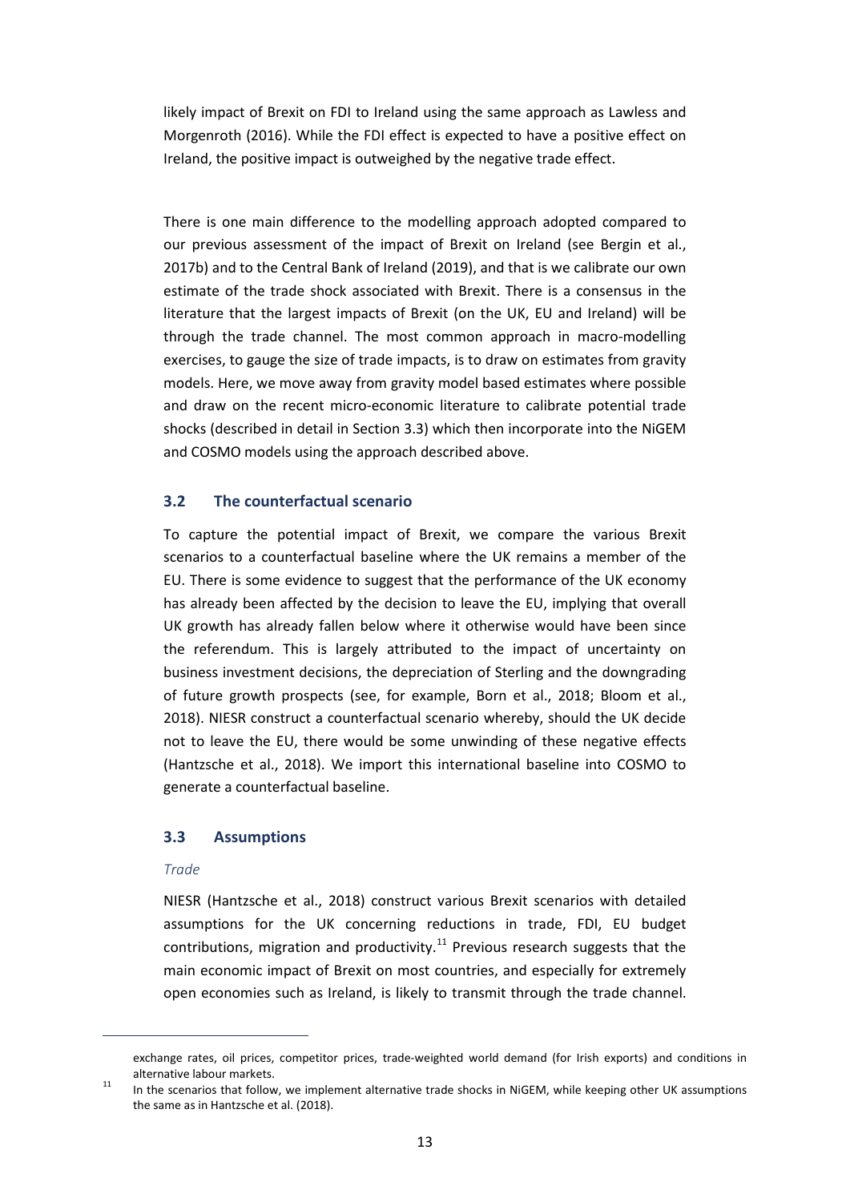likely impact of Brexit on FDI to Ireland using the same approach as Lawless and Morgenroth (2016). While the FDI effect is expected to have a positive effect on Ireland, the positive impact is outweighed by the negative trade effect.

There is one main difference to the modelling approach adopted compared to our previous assessment of the impact of Brexit on Ireland (see Bergin et al., 2017b) and to the Central Bank of Ireland (2019), and that is we calibrate our own estimate of the trade shock associated with Brexit. There is a consensus in the literature that the largest impacts of Brexit (on the UK, EU and Ireland) will be through the trade channel. The most common approach in macro-modelling exercises, to gauge the size of trade impacts, is to draw on estimates from gravity models. Here, we move away from gravity model based estimates where possible and draw on the recent micro-economic literature to calibrate potential trade shocks (described in detail in Section 3.3) which then incorporate into the NiGEM and COSMO models using the approach described above.

### 3.2 The counterfactual scenario

To capture the potential impact of Brexit, we compare the various Brexit scenarios to a counterfactual baseline where the UK remains a member of the EU. There is some evidence to suggest that the performance of the UK economy has already been affected by the decision to leave the EU, implying that overall UK growth has already fallen below where it otherwise would have been since the referendum. This is largely attributed to the impact of uncertainty on business investment decisions, the depreciation of Sterling and the downgrading of future growth prospects (see, for example, Born et al., 2018; Bloom et al., 2018). NIESR construct a counterfactual scenario whereby, should the UK decide not to leave the EU, there would be some unwinding of these negative effects (Hantzsche et al., 2018). We import this international baseline into COSMO to generate a counterfactual baseline.

### 3.3 Assumptions

*Trade*

NIESR (Hantzsche et al., 2018) construct various Brexit scenarios with detailed assumptions for the UK concerning reductions in trade, FDI, EU budget contributions, migration and productivity.[11] Previous research suggests that the main economic impact of Brexit on most countries, and especially for extremely open economies such as Ireland, is likely to transmit through the trade channel.

---

exchange rates, oil prices, competitor prices, trade-weighted world demand (for Irish exports) and conditions in alternative labour markets.

[11] In the scenarios that follow, we implement alternative trade shocks in NiGEM, while keeping other UK assumptions the same as in Hantzsche et al. (2018).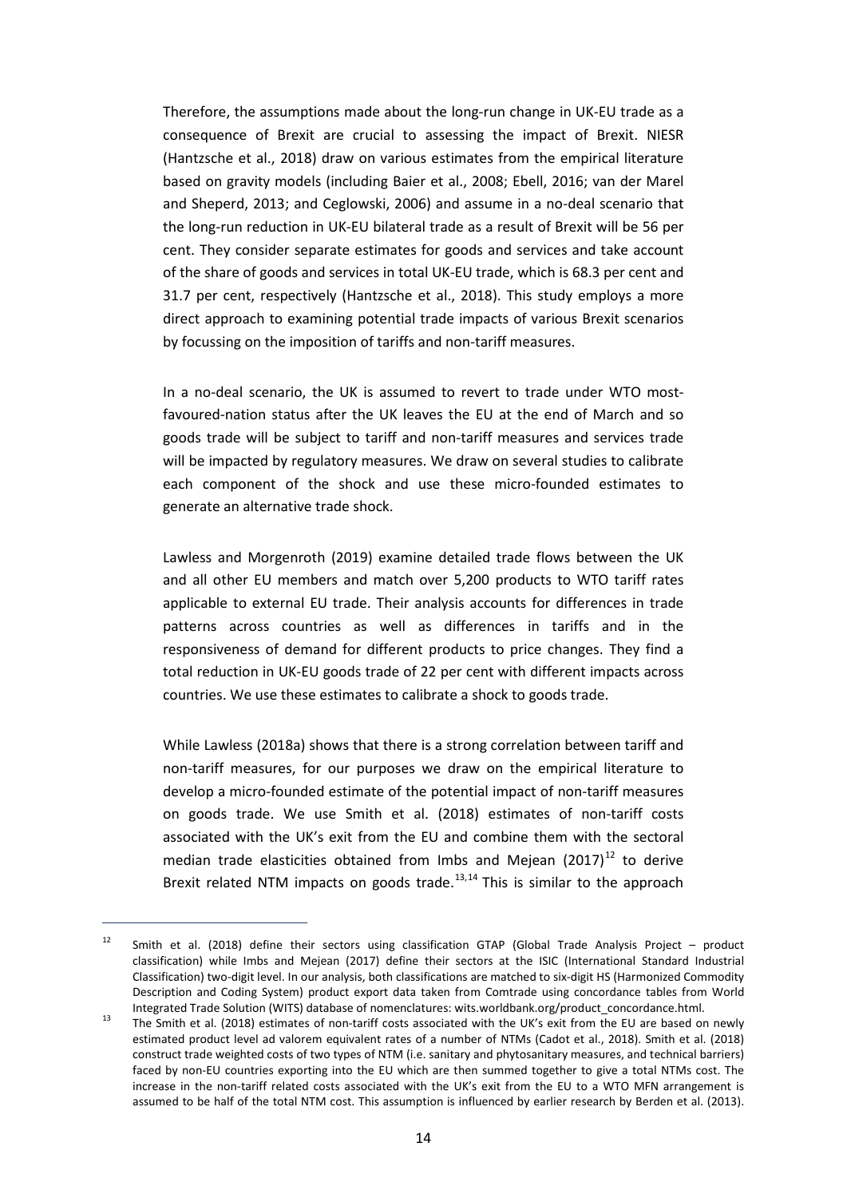Therefore, the assumptions made about the long-run change in UK-EU trade as a consequence of Brexit are crucial to assessing the impact of Brexit. NIESR (Hantzsche et al., 2018) draw on various estimates from the empirical literature based on gravity models (including Baier et al., 2008; Ebell, 2016; van der Marel and Sheperd, 2013; and Ceglowski, 2006) and assume in a no-deal scenario that the long-run reduction in UK-EU bilateral trade as a result of Brexit will be 56 per cent. They consider separate estimates for goods and services and take account of the share of goods and services in total UK-EU trade, which is 68.3 per cent and 31.7 per cent, respectively (Hantzsche et al., 2018). This study employs a more direct approach to examining potential trade impacts of various Brexit scenarios by focussing on the imposition of tariffs and non-tariff measures.

In a no-deal scenario, the UK is assumed to revert to trade under WTO most-favoured-nation status after the UK leaves the EU at the end of March and so goods trade will be subject to tariff and non-tariff measures and services trade will be impacted by regulatory measures. We draw on several studies to calibrate each component of the shock and use these micro-founded estimates to generate an alternative trade shock.

Lawless and Morgenroth (2019) examine detailed trade flows between the UK and all other EU members and match over 5,200 products to WTO tariff rates applicable to external EU trade. Their analysis accounts for differences in trade patterns across countries as well as differences in tariffs and in the responsiveness of demand for different products to price changes. They find a total reduction in UK-EU goods trade of 22 per cent with different impacts across countries. We use these estimates to calibrate a shock to goods trade.

While Lawless (2018a) shows that there is a strong correlation between tariff and non-tariff measures, for our purposes we draw on the empirical literature to develop a micro-founded estimate of the potential impact of non-tariff measures on goods trade. We use Smith et al. (2018) estimates of non-tariff costs associated with the UK's exit from the EU and combine them with the sectoral median trade elasticities obtained from Imbs and Mejean (2017)[12] to derive Brexit related NTM impacts on goods trade.[13,14] This is similar to the approach

---

[12] Smith et al. (2018) define their sectors using classification GTAP (Global Trade Analysis Project – product classification) while Imbs and Mejean (2017) define their sectors at the ISIC (International Standard Industrial Classification) two-digit level. In our analysis, both classifications are matched to six-digit HS (Harmonized Commodity Description and Coding System) product export data taken from Comtrade using concordance tables from World Integrated Trade Solution (WITS) database of nomenclatures: wits.worldbank.org/product_concordance.html.

[13] The Smith et al. (2018) estimates of non-tariff costs associated with the UK's exit from the EU are based on newly estimated product level ad valorem equivalent rates of a number of NTMs (Cadot et al., 2018). Smith et al. (2018) construct trade weighted costs of two types of NTM (i.e. sanitary and phytosanitary measures, and technical barriers) faced by non-EU countries exporting into the EU which are then summed together to give a total NTMs cost. The increase in the non-tariff related costs associated with the UK's exit from the EU to a WTO MFN arrangement is assumed to be half of the total NTM cost. This assumption is influenced by earlier research by Berden et al. (2013).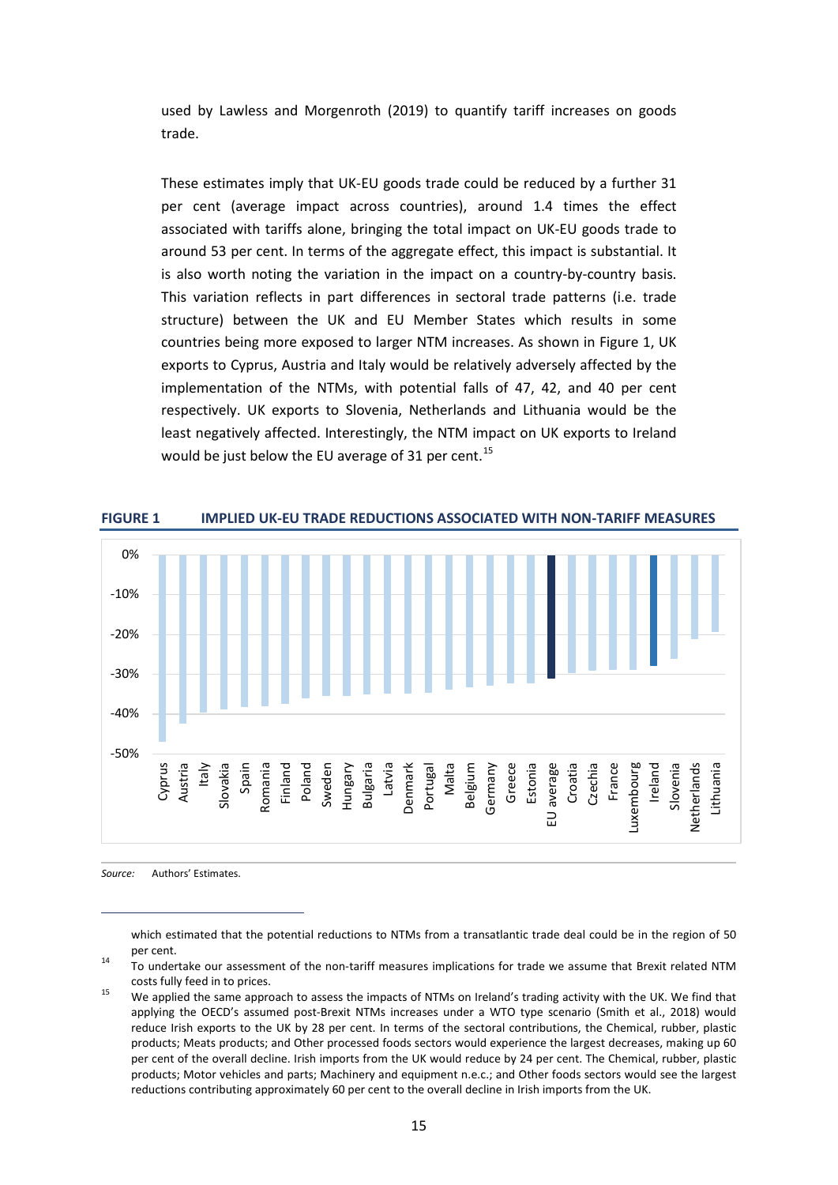used by Lawless and Morgenroth (2019) to quantify tariff increases on goods trade.

These estimates imply that UK-EU goods trade could be reduced by a further 31 per cent (average impact across countries), around 1.4 times the effect associated with tariffs alone, bringing the total impact on UK-EU goods trade to around 53 per cent. In terms of the aggregate effect, this impact is substantial. It is also worth noting the variation in the impact on a country-by-country basis. This variation reflects in part differences in sectoral trade patterns (i.e. trade structure) between the UK and EU Member States which results in some countries being more exposed to larger NTM increases. As shown in Figure 1, UK exports to Cyprus, Austria and Italy would be relatively adversely affected by the implementation of the NTMs, with potential falls of 47, 42, and 40 per cent respectively. UK exports to Slovenia, Netherlands and Lithuania would be the least negatively affected. Interestingly, the NTM impact on UK exports to Ireland would be just below the EU average of 31 per cent.[15]

**FIGURE 1 IMPLIED UK-EU TRADE REDUCTIONS ASSOCIATED WITH NON-TARIFF MEASURES**

*Source:* Authors' Estimates.

---

which estimated that the potential reductions to NTMs from a transatlantic trade deal could be in the region of 50 per cent.

[14] To undertake our assessment of the non-tariff measures implications for trade we assume that Brexit related NTM costs fully feed in to prices.

[15] We applied the same approach to assess the impacts of NTMs on Ireland's trading activity with the UK. We find that applying the OECD's assumed post-Brexit NTMs increases under a WTO type scenario (Smith et al., 2018) would reduce Irish exports to the UK by 28 per cent. In terms of the sectoral contributions, the Chemical, rubber, plastic products; Meats products; and Other processed foods sectors would experience the largest decreases, making up 60 per cent of the overall decline. Irish imports from the UK would reduce by 24 per cent. The Chemical, rubber, plastic products; Motor vehicles and parts; Machinery and equipment n.e.c.; and Other foods sectors would see the largest reductions contributing approximately 60 per cent to the overall decline in Irish imports from the UK.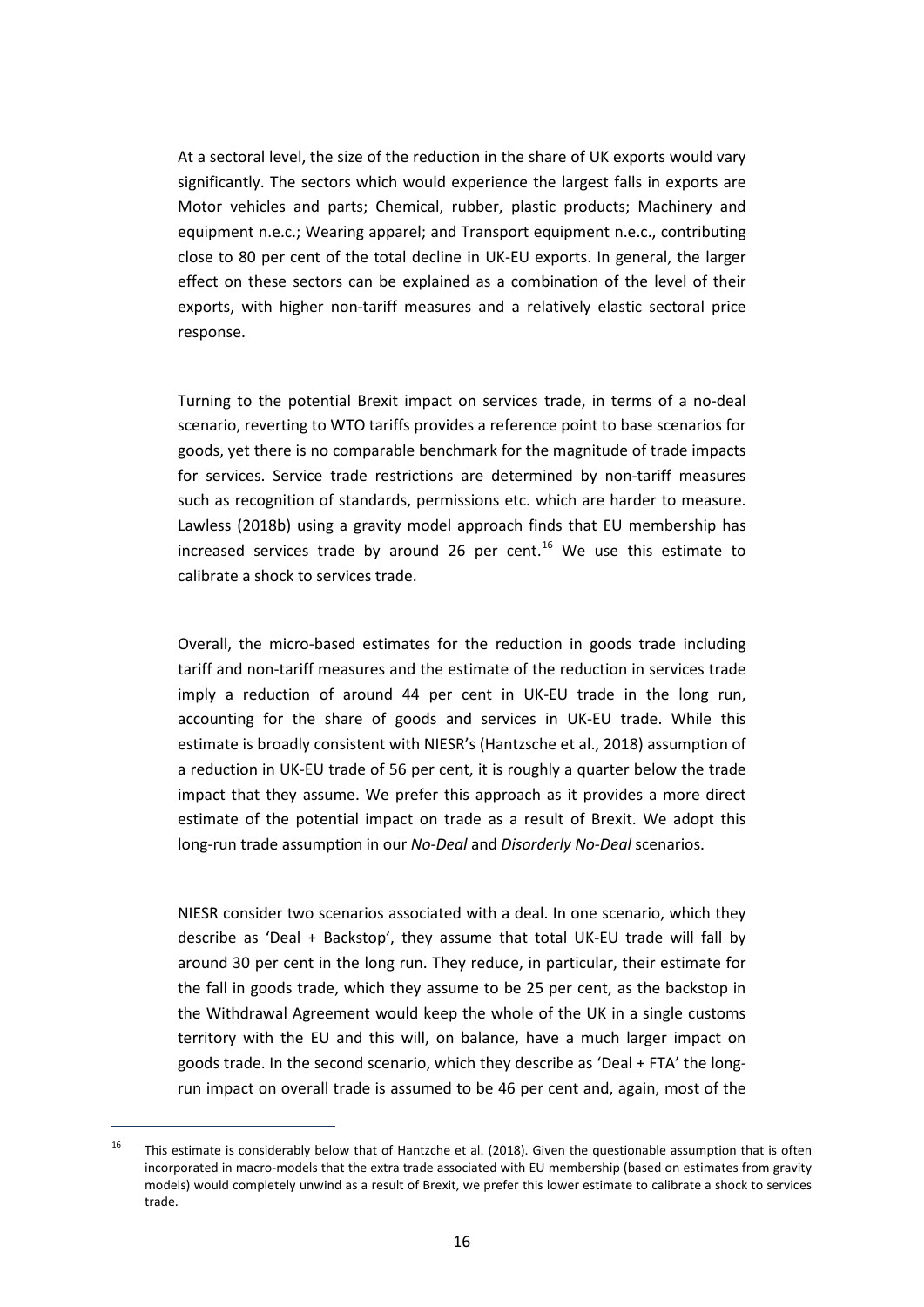At a sectoral level, the size of the reduction in the share of UK exports would vary significantly. The sectors which would experience the largest falls in exports are Motor vehicles and parts; Chemical, rubber, plastic products; Machinery and equipment n.e.c.; Wearing apparel; and Transport equipment n.e.c., contributing close to 80 per cent of the total decline in UK-EU exports. In general, the larger effect on these sectors can be explained as a combination of the level of their exports, with higher non-tariff measures and a relatively elastic sectoral price response.

Turning to the potential Brexit impact on services trade, in terms of a no-deal scenario, reverting to WTO tariffs provides a reference point to base scenarios for goods, yet there is no comparable benchmark for the magnitude of trade impacts for services. Service trade restrictions are determined by non-tariff measures such as recognition of standards, permissions etc. which are harder to measure. Lawless (2018b) using a gravity model approach finds that EU membership has increased services trade by around 26 per cent.[16] We use this estimate to calibrate a shock to services trade.

Overall, the micro-based estimates for the reduction in goods trade including tariff and non-tariff measures and the estimate of the reduction in services trade imply a reduction of around 44 per cent in UK-EU trade in the long run, accounting for the share of goods and services in UK-EU trade. While this estimate is broadly consistent with NIESR's (Hantzsche et al., 2018) assumption of a reduction in UK-EU trade of 56 per cent, it is roughly a quarter below the trade impact that they assume. We prefer this approach as it provides a more direct estimate of the potential impact on trade as a result of Brexit. We adopt this long-run trade assumption in our *No-Deal* and *Disorderly No-Deal* scenarios.

NIESR consider two scenarios associated with a deal. In one scenario, which they describe as 'Deal + Backstop', they assume that total UK-EU trade will fall by around 30 per cent in the long run. They reduce, in particular, their estimate for the fall in goods trade, which they assume to be 25 per cent, as the backstop in the Withdrawal Agreement would keep the whole of the UK in a single customs territory with the EU and this will, on balance, have a much larger impact on goods trade. In the second scenario, which they describe as 'Deal + FTA' the long-run impact on overall trade is assumed to be 46 per cent and, again, most of the

---

[16] This estimate is considerably below that of Hantzche et al. (2018). Given the questionable assumption that is often incorporated in macro-models that the extra trade associated with EU membership (based on estimates from gravity models) would completely unwind as a result of Brexit, we prefer this lower estimate to calibrate a shock to services trade.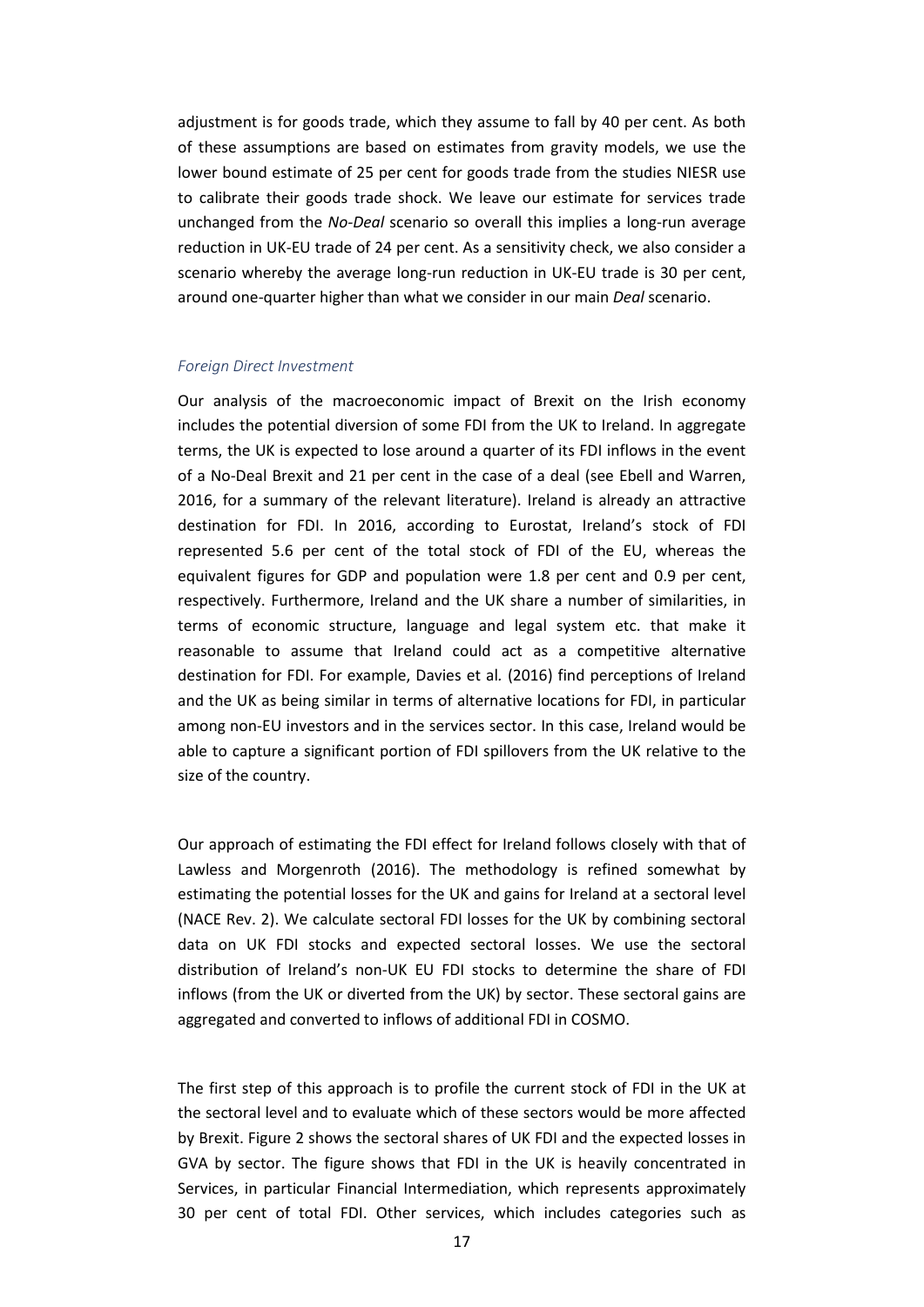adjustment is for goods trade, which they assume to fall by 40 per cent. As both of these assumptions are based on estimates from gravity models, we use the lower bound estimate of 25 per cent for goods trade from the studies NIESR use to calibrate their goods trade shock. We leave our estimate for services trade unchanged from the *No-Deal* scenario so overall this implies a long-run average reduction in UK-EU trade of 24 per cent. As a sensitivity check, we also consider a scenario whereby the average long-run reduction in UK-EU trade is 30 per cent, around one-quarter higher than what we consider in our main *Deal* scenario.

### *Foreign Direct Investment*

Our analysis of the macroeconomic impact of Brexit on the Irish economy includes the potential diversion of some FDI from the UK to Ireland. In aggregate terms, the UK is expected to lose around a quarter of its FDI inflows in the event of a No-Deal Brexit and 21 per cent in the case of a deal (see Ebell and Warren, 2016, for a summary of the relevant literature). Ireland is already an attractive destination for FDI. In 2016, according to Eurostat, Ireland's stock of FDI represented 5.6 per cent of the total stock of FDI of the EU, whereas the equivalent figures for GDP and population were 1.8 per cent and 0.9 per cent, respectively. Furthermore, Ireland and the UK share a number of similarities, in terms of economic structure, language and legal system etc. that make it reasonable to assume that Ireland could act as a competitive alternative destination for FDI. For example, Davies et al*.* (2016) find perceptions of Ireland and the UK as being similar in terms of alternative locations for FDI, in particular among non-EU investors and in the services sector. In this case, Ireland would be able to capture a significant portion of FDI spillovers from the UK relative to the size of the country.

Our approach of estimating the FDI effect for Ireland follows closely with that of Lawless and Morgenroth (2016). The methodology is refined somewhat by estimating the potential losses for the UK and gains for Ireland at a sectoral level (NACE Rev. 2). We calculate sectoral FDI losses for the UK by combining sectoral data on UK FDI stocks and expected sectoral losses. We use the sectoral distribution of Ireland's non-UK EU FDI stocks to determine the share of FDI inflows (from the UK or diverted from the UK) by sector. These sectoral gains are aggregated and converted to inflows of additional FDI in COSMO.

The first step of this approach is to profile the current stock of FDI in the UK at the sectoral level and to evaluate which of these sectors would be more affected by Brexit. Figure 2 shows the sectoral shares of UK FDI and the expected losses in GVA by sector. The figure shows that FDI in the UK is heavily concentrated in Services, in particular Financial Intermediation, which represents approximately 30 per cent of total FDI. Other services, which includes categories such as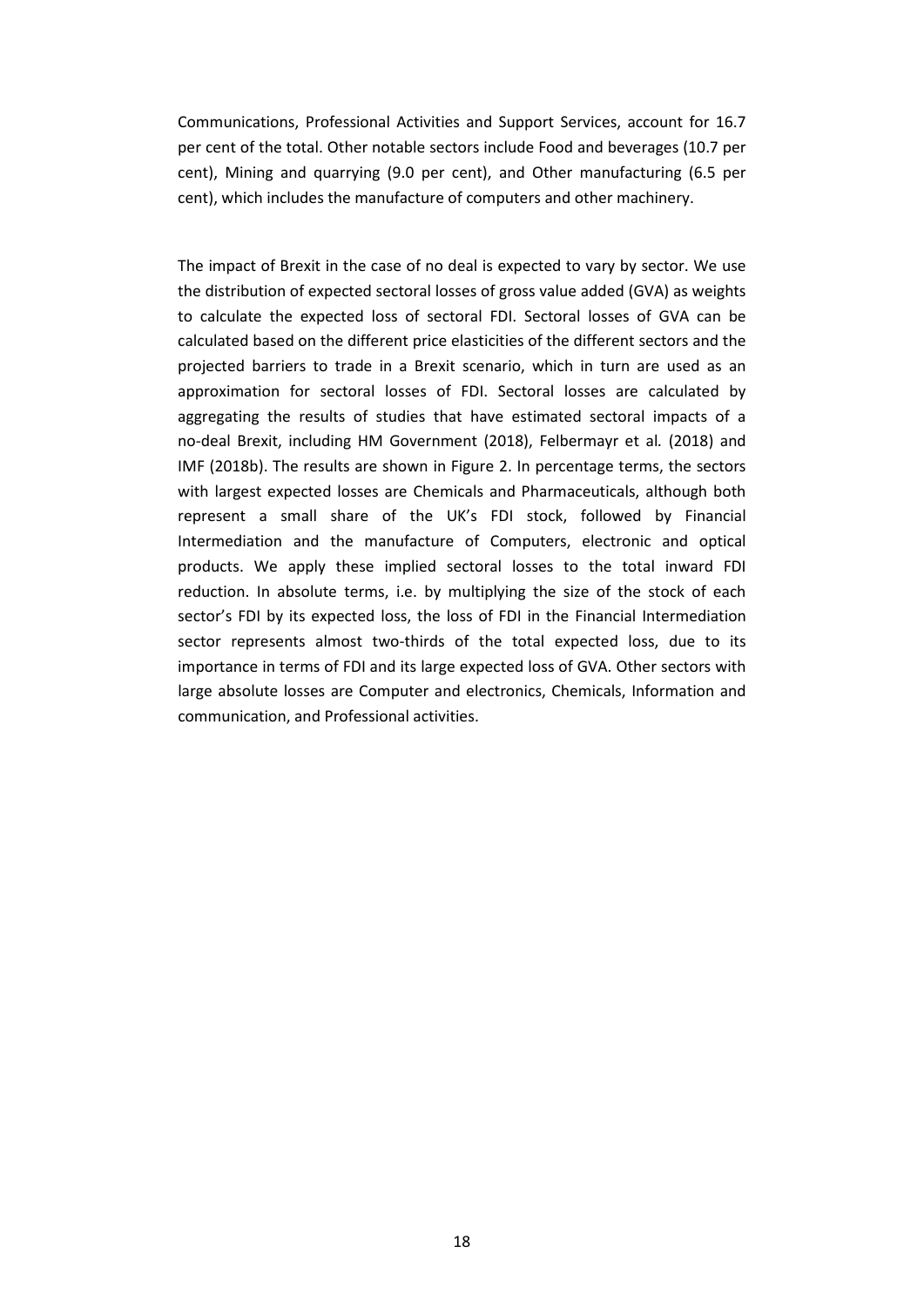Communications, Professional Activities and Support Services, account for 16.7 per cent of the total. Other notable sectors include Food and beverages (10.7 per cent), Mining and quarrying (9.0 per cent), and Other manufacturing (6.5 per cent), which includes the manufacture of computers and other machinery.

The impact of Brexit in the case of no deal is expected to vary by sector. We use the distribution of expected sectoral losses of gross value added (GVA) as weights to calculate the expected loss of sectoral FDI. Sectoral losses of GVA can be calculated based on the different price elasticities of the different sectors and the projected barriers to trade in a Brexit scenario, which in turn are used as an approximation for sectoral losses of FDI. Sectoral losses are calculated by aggregating the results of studies that have estimated sectoral impacts of a no-deal Brexit, including HM Government (2018), Felbermayr et al*.* (2018) and IMF (2018b). The results are shown in Figure 2. In percentage terms, the sectors with largest expected losses are Chemicals and Pharmaceuticals, although both represent a small share of the UK's FDI stock, followed by Financial Intermediation and the manufacture of Computers, electronic and optical products. We apply these implied sectoral losses to the total inward FDI reduction. In absolute terms, i.e. by multiplying the size of the stock of each sector's FDI by its expected loss, the loss of FDI in the Financial Intermediation sector represents almost two-thirds of the total expected loss, due to its importance in terms of FDI and its large expected loss of GVA. Other sectors with large absolute losses are Computer and electronics, Chemicals, Information and communication, and Professional activities.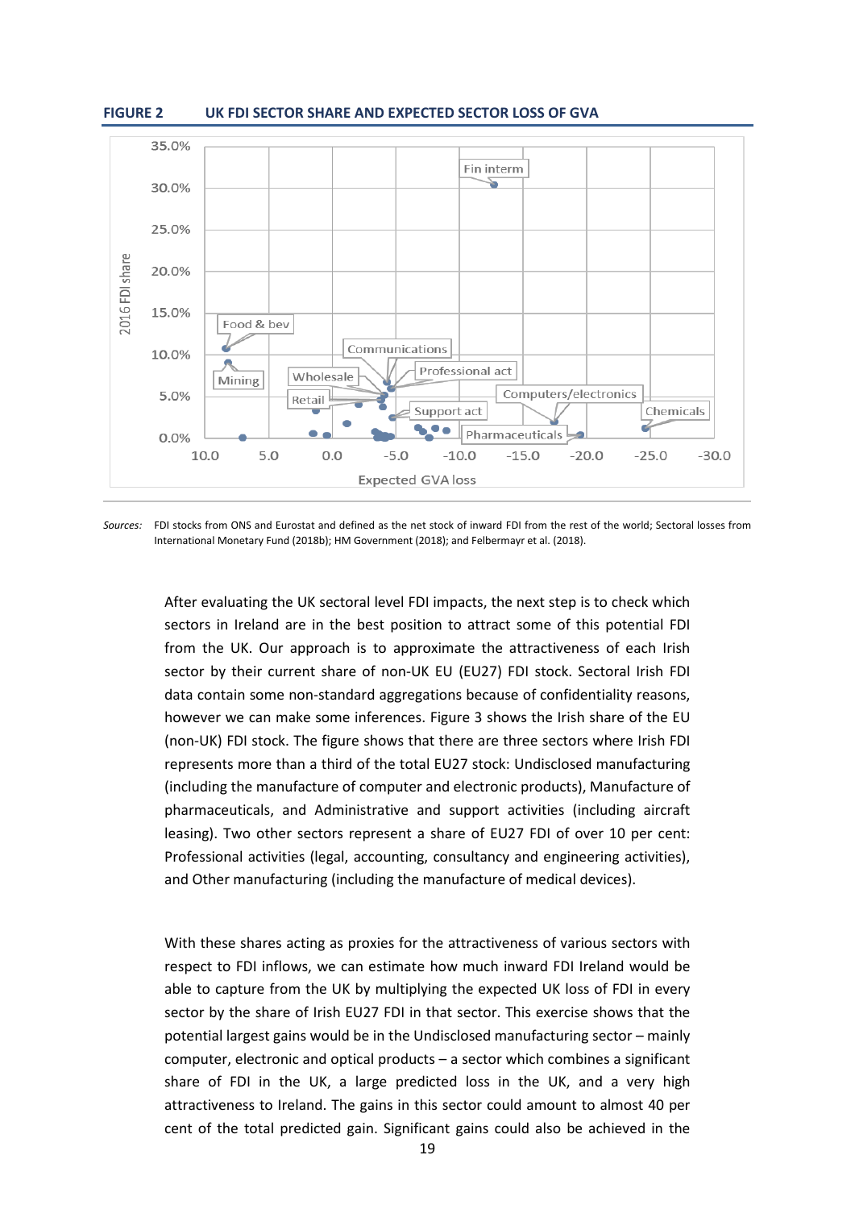**FIGURE 2 UK FDI SECTOR SHARE AND EXPECTED SECTOR LOSS OF GVA**

*Sources:* FDI stocks from ONS and Eurostat and defined as the net stock of inward FDI from the rest of the world; Sectoral losses from International Monetary Fund (2018b); HM Government (2018); and Felbermayr et al. (2018).

After evaluating the UK sectoral level FDI impacts, the next step is to check which sectors in Ireland are in the best position to attract some of this potential FDI from the UK. Our approach is to approximate the attractiveness of each Irish sector by their current share of non-UK EU (EU27) FDI stock. Sectoral Irish FDI data contain some non-standard aggregations because of confidentiality reasons, however we can make some inferences. Figure 3 shows the Irish share of the EU (non-UK) FDI stock. The figure shows that there are three sectors where Irish FDI represents more than a third of the total EU27 stock: Undisclosed manufacturing (including the manufacture of computer and electronic products), Manufacture of pharmaceuticals, and Administrative and support activities (including aircraft leasing). Two other sectors represent a share of EU27 FDI of over 10 per cent: Professional activities (legal, accounting, consultancy and engineering activities), and Other manufacturing (including the manufacture of medical devices).

With these shares acting as proxies for the attractiveness of various sectors with respect to FDI inflows, we can estimate how much inward FDI Ireland would be able to capture from the UK by multiplying the expected UK loss of FDI in every sector by the share of Irish EU27 FDI in that sector. This exercise shows that the potential largest gains would be in the Undisclosed manufacturing sector – mainly computer, electronic and optical products – a sector which combines a significant share of FDI in the UK, a large predicted loss in the UK, and a very high attractiveness to Ireland. The gains in this sector could amount to almost 40 per cent of the total predicted gain. Significant gains could also be achieved in the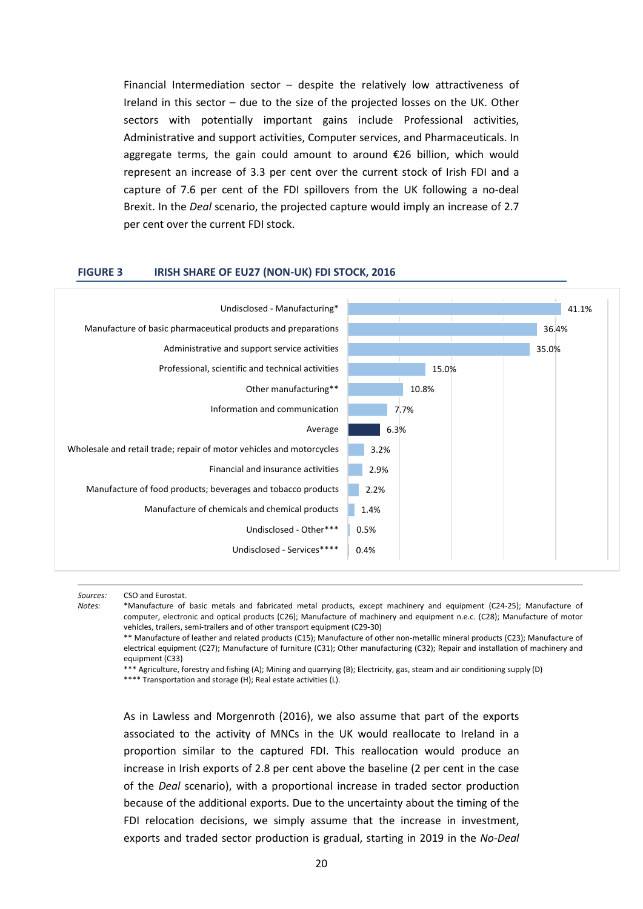Financial Intermediation sector – despite the relatively low attractiveness of Ireland in this sector – due to the size of the projected losses on the UK. Other sectors with potentially important gains include Professional activities, Administrative and support activities, Computer services, and Pharmaceuticals. In aggregate terms, the gain could amount to around €26 billion, which would represent an increase of 3.3 per cent over the current stock of Irish FDI and a capture of 7.6 per cent of the FDI spillovers from the UK following a no-deal Brexit. In the *Deal* scenario, the projected capture would imply an increase of 2.7 per cent over the current FDI stock.

**FIGURE 3 IRISH SHARE OF EU27 (NON-UK) FDI STOCK, 2016**

| Sector | Share |
| --- | --- |
| Undisclosed - Manufacturing* | 41.1% |
| Manufacture of basic pharmaceutical products and preparations | 36.4% |
| Administrative and support service activities | 35.0% |
| Professional, scientific and technical activities | 15.0% |
| Other manufacturing** | 10.8% |
| Information and communication | 7.7% |
| Average | 6.3% |
| Wholesale and retail trade; repair of motor vehicles and motorcycles | 3.2% |
| Financial and insurance activities | 2.9% |
| Manufacture of food products; beverages and tobacco products | 2.2% |
| Manufacture of chemicals and chemical products | 1.4% |
| Undisclosed - Other*** | 0.5% |
| Undisclosed - Services**** | 0.4% |

*Sources:* CSO and Eurostat.

*Notes:* *Manufacture of basic metals and fabricated metal products, except machinery and equipment (C24-25); Manufacture of computer, electronic and optical products (C26); Manufacture of machinery and equipment n.e.c. (C28); Manufacture of motor vehicles, trailers, semi-trailers and of other transport equipment (C29-30)

** Manufacture of leather and related products (C15); Manufacture of other non-metallic mineral products (C23); Manufacture of electrical equipment (C27); Manufacture of furniture (C31); Other manufacturing (C32); Repair and installation of machinery and equipment (C33)

*** Agriculture, forestry and fishing (A); Mining and quarrying (B); Electricity, gas, steam and air conditioning supply (D)

**** Transportation and storage (H); Real estate activities (L).

As in Lawless and Morgenroth (2016), we also assume that part of the exports associated to the activity of MNCs in the UK would reallocate to Ireland in a proportion similar to the captured FDI. This reallocation would produce an increase in Irish exports of 2.8 per cent above the baseline (2 per cent in the case of the *Deal* scenario), with a proportional increase in traded sector production because of the additional exports. Due to the uncertainty about the timing of the FDI relocation decisions, we simply assume that the increase in investment, exports and traded sector production is gradual, starting in 2019 in the *No-Deal*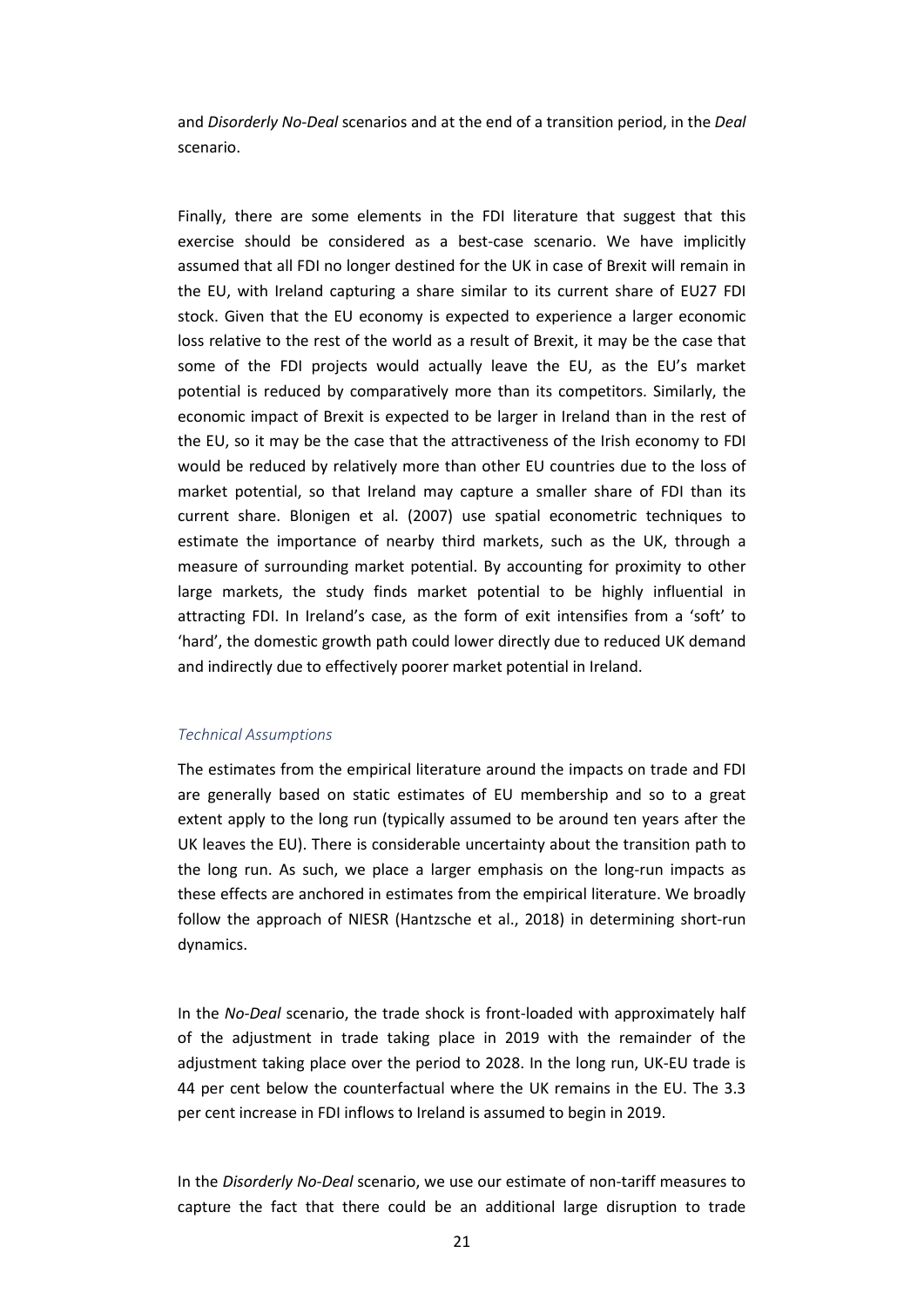and *Disorderly No-Deal* scenarios and at the end of a transition period, in the *Deal* scenario.

Finally, there are some elements in the FDI literature that suggest that this exercise should be considered as a best-case scenario. We have implicitly assumed that all FDI no longer destined for the UK in case of Brexit will remain in the EU, with Ireland capturing a share similar to its current share of EU27 FDI stock. Given that the EU economy is expected to experience a larger economic loss relative to the rest of the world as a result of Brexit, it may be the case that some of the FDI projects would actually leave the EU, as the EU's market potential is reduced by comparatively more than its competitors. Similarly, the economic impact of Brexit is expected to be larger in Ireland than in the rest of the EU, so it may be the case that the attractiveness of the Irish economy to FDI would be reduced by relatively more than other EU countries due to the loss of market potential, so that Ireland may capture a smaller share of FDI than its current share. Blonigen et al. (2007) use spatial econometric techniques to estimate the importance of nearby third markets, such as the UK, through a measure of surrounding market potential. By accounting for proximity to other large markets, the study finds market potential to be highly influential in attracting FDI. In Ireland's case, as the form of exit intensifies from a 'soft' to 'hard', the domestic growth path could lower directly due to reduced UK demand and indirectly due to effectively poorer market potential in Ireland.

### *Technical Assumptions*

The estimates from the empirical literature around the impacts on trade and FDI are generally based on static estimates of EU membership and so to a great extent apply to the long run (typically assumed to be around ten years after the UK leaves the EU). There is considerable uncertainty about the transition path to the long run. As such, we place a larger emphasis on the long-run impacts as these effects are anchored in estimates from the empirical literature. We broadly follow the approach of NIESR (Hantzsche et al., 2018) in determining short-run dynamics.

In the *No-Deal* scenario, the trade shock is front-loaded with approximately half of the adjustment in trade taking place in 2019 with the remainder of the adjustment taking place over the period to 2028. In the long run, UK-EU trade is 44 per cent below the counterfactual where the UK remains in the EU. The 3.3 per cent increase in FDI inflows to Ireland is assumed to begin in 2019.

In the *Disorderly No-Deal* scenario, we use our estimate of non-tariff measures to capture the fact that there could be an additional large disruption to trade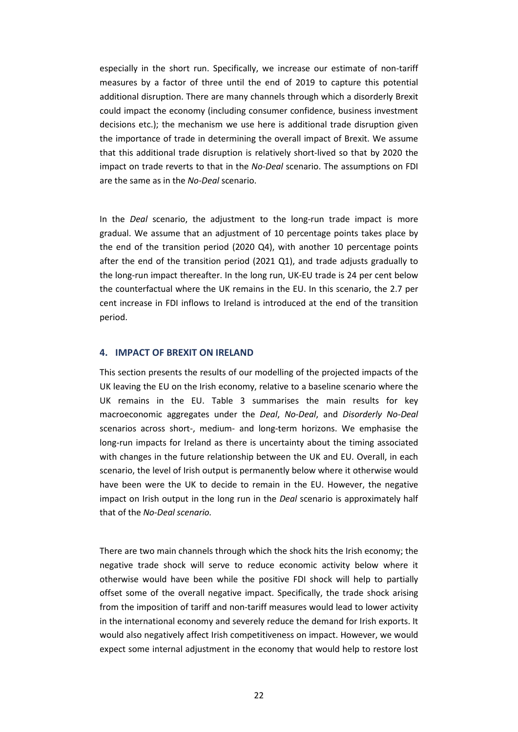especially in the short run. Specifically, we increase our estimate of non-tariff measures by a factor of three until the end of 2019 to capture this potential additional disruption. There are many channels through which a disorderly Brexit could impact the economy (including consumer confidence, business investment decisions etc.); the mechanism we use here is additional trade disruption given the importance of trade in determining the overall impact of Brexit. We assume that this additional trade disruption is relatively short-lived so that by 2020 the impact on trade reverts to that in the *No-Deal* scenario. The assumptions on FDI are the same as in the *No-Deal* scenario.

In the *Deal* scenario, the adjustment to the long-run trade impact is more gradual. We assume that an adjustment of 10 percentage points takes place by the end of the transition period (2020 Q4), with another 10 percentage points after the end of the transition period (2021 Q1), and trade adjusts gradually to the long-run impact thereafter. In the long run, UK-EU trade is 24 per cent below the counterfactual where the UK remains in the EU. In this scenario, the 2.7 per cent increase in FDI inflows to Ireland is introduced at the end of the transition period.

## 4. IMPACT OF BREXIT ON IRELAND

This section presents the results of our modelling of the projected impacts of the UK leaving the EU on the Irish economy, relative to a baseline scenario where the UK remains in the EU. Table 3 summarises the main results for key macroeconomic aggregates under the *Deal*, *No-Deal*, and *Disorderly No-Deal* scenarios across short-, medium- and long-term horizons. We emphasise the long-run impacts for Ireland as there is uncertainty about the timing associated with changes in the future relationship between the UK and EU. Overall, in each scenario, the level of Irish output is permanently below where it otherwise would have been were the UK to decide to remain in the EU. However, the negative impact on Irish output in the long run in the *Deal* scenario is approximately half that of the *No-Deal scenario.*

There are two main channels through which the shock hits the Irish economy; the negative trade shock will serve to reduce economic activity below where it otherwise would have been while the positive FDI shock will help to partially offset some of the overall negative impact. Specifically, the trade shock arising from the imposition of tariff and non-tariff measures would lead to lower activity in the international economy and severely reduce the demand for Irish exports. It would also negatively affect Irish competitiveness on impact. However, we would expect some internal adjustment in the economy that would help to restore lost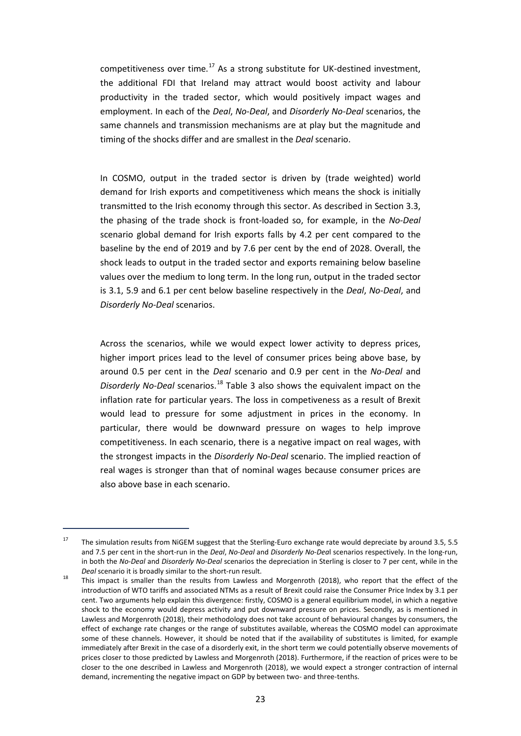competitiveness over time.[17] As a strong substitute for UK-destined investment, the additional FDI that Ireland may attract would boost activity and labour productivity in the traded sector, which would positively impact wages and employment. In each of the *Deal*, *No-Deal*, and *Disorderly No-Deal* scenarios, the same channels and transmission mechanisms are at play but the magnitude and timing of the shocks differ and are smallest in the *Deal* scenario.

In COSMO, output in the traded sector is driven by (trade weighted) world demand for Irish exports and competitiveness which means the shock is initially transmitted to the Irish economy through this sector. As described in Section 3.3, the phasing of the trade shock is front-loaded so, for example, in the *No-Deal* scenario global demand for Irish exports falls by 4.2 per cent compared to the baseline by the end of 2019 and by 7.6 per cent by the end of 2028. Overall, the shock leads to output in the traded sector and exports remaining below baseline values over the medium to long term. In the long run, output in the traded sector is 3.1, 5.9 and 6.1 per cent below baseline respectively in the *Deal*, *No-Deal*, and *Disorderly No-Deal* scenarios.

Across the scenarios, while we would expect lower activity to depress prices, higher import prices lead to the level of consumer prices being above base, by around 0.5 per cent in the *Deal* scenario and 0.9 per cent in the *No-Deal* and *Disorderly No-Deal* scenarios.[18] Table 3 also shows the equivalent impact on the inflation rate for particular years. The loss in competiveness as a result of Brexit would lead to pressure for some adjustment in prices in the economy. In particular, there would be downward pressure on wages to help improve competitiveness. In each scenario, there is a negative impact on real wages, with the strongest impacts in the *Disorderly No-Deal* scenario. The implied reaction of real wages is stronger than that of nominal wages because consumer prices are also above base in each scenario.

---

[17] The simulation results from NiGEM suggest that the Sterling-Euro exchange rate would depreciate by around 3.5, 5.5 and 7.5 per cent in the short-run in the *Deal*, *No-Deal* and *Disorderly No-Deal* scenarios respectively. In the long-run, in both the *No-Deal* and *Disorderly No-Deal* scenarios the depreciation in Sterling is closer to 7 per cent, while in the *Deal* scenario it is broadly similar to the short-run result.

[18] This impact is smaller than the results from Lawless and Morgenroth (2018), who report that the effect of the introduction of WTO tariffs and associated NTMs as a result of Brexit could raise the Consumer Price Index by 3.1 per cent. Two arguments help explain this divergence: firstly, COSMO is a general equilibrium model, in which a negative shock to the economy would depress activity and put downward pressure on prices. Secondly, as is mentioned in Lawless and Morgenroth (2018), their methodology does not take account of behavioural changes by consumers, the effect of exchange rate changes or the range of substitutes available, whereas the COSMO model can approximate some of these channels. However, it should be noted that if the availability of substitutes is limited, for example immediately after Brexit in the case of a disorderly exit, in the short term we could potentially observe movements of prices closer to those predicted by Lawless and Morgenroth (2018). Furthermore, if the reaction of prices were to be closer to the one described in Lawless and Morgenroth (2018), we would expect a stronger contraction of internal demand, incrementing the negative impact on GDP by between two- and three-tenths.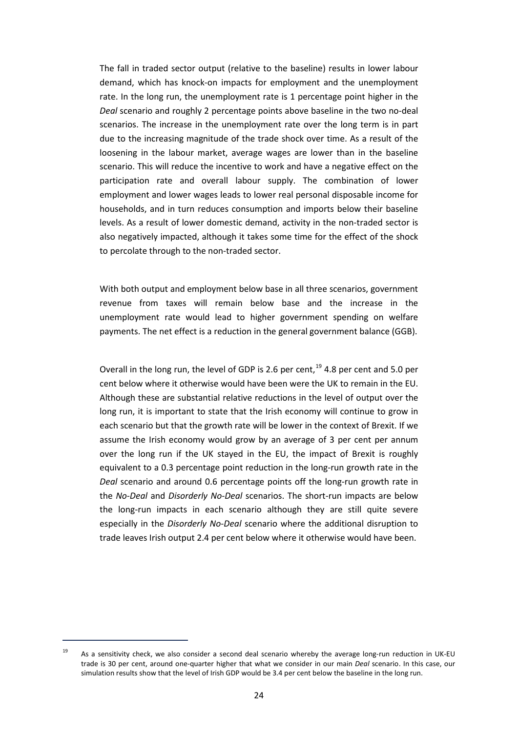The fall in traded sector output (relative to the baseline) results in lower labour demand, which has knock-on impacts for employment and the unemployment rate. In the long run, the unemployment rate is 1 percentage point higher in the *Deal* scenario and roughly 2 percentage points above baseline in the two no-deal scenarios. The increase in the unemployment rate over the long term is in part due to the increasing magnitude of the trade shock over time. As a result of the loosening in the labour market, average wages are lower than in the baseline scenario. This will reduce the incentive to work and have a negative effect on the participation rate and overall labour supply. The combination of lower employment and lower wages leads to lower real personal disposable income for households, and in turn reduces consumption and imports below their baseline levels. As a result of lower domestic demand, activity in the non-traded sector is also negatively impacted, although it takes some time for the effect of the shock to percolate through to the non-traded sector.

With both output and employment below base in all three scenarios, government revenue from taxes will remain below base and the increase in the unemployment rate would lead to higher government spending on welfare payments. The net effect is a reduction in the general government balance (GGB).

Overall in the long run, the level of GDP is 2.6 per cent,[19] 4.8 per cent and 5.0 per cent below where it otherwise would have been were the UK to remain in the EU. Although these are substantial relative reductions in the level of output over the long run, it is important to state that the Irish economy will continue to grow in each scenario but that the growth rate will be lower in the context of Brexit. If we assume the Irish economy would grow by an average of 3 per cent per annum over the long run if the UK stayed in the EU, the impact of Brexit is roughly equivalent to a 0.3 percentage point reduction in the long-run growth rate in the *Deal* scenario and around 0.6 percentage points off the long-run growth rate in the *No-Deal* and *Disorderly No-Deal* scenarios. The short-run impacts are below the long-run impacts in each scenario although they are still quite severe especially in the *Disorderly No-Deal* scenario where the additional disruption to trade leaves Irish output 2.4 per cent below where it otherwise would have been.

---

[19] As a sensitivity check, we also consider a second deal scenario whereby the average long-run reduction in UK-EU trade is 30 per cent, around one-quarter higher that what we consider in our main *Deal* scenario. In this case, our simulation results show that the level of Irish GDP would be 3.4 per cent below the baseline in the long run.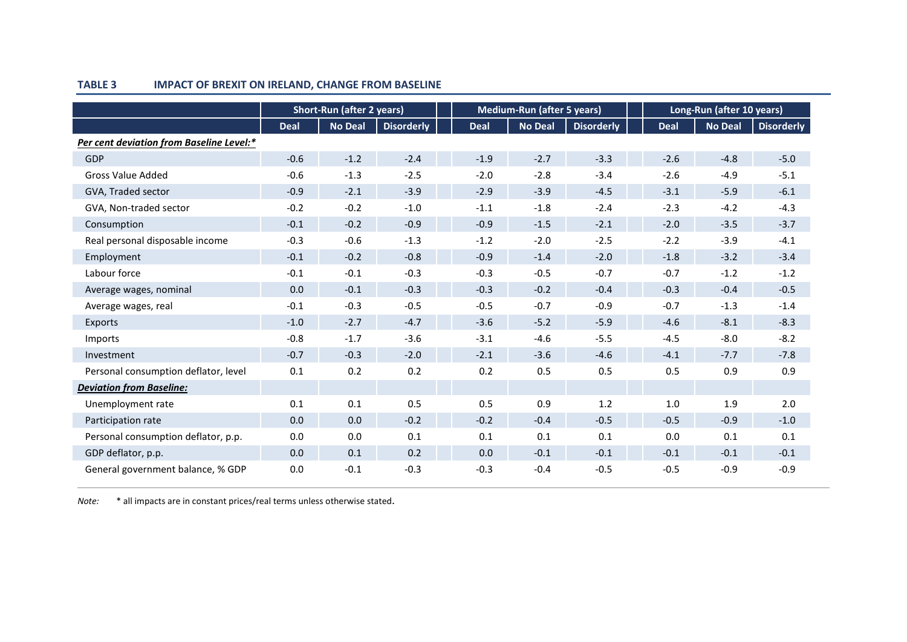**TABLE 3 IMPACT OF BREXIT ON IRELAND, CHANGE FROM BASELINE**

| | Short-Run (after 2 years) | | | Medium-Run (after 5 years) | | | Long-Run (after 10 years) | | |
|---|---|---|---|---|---|---|---|---|---|
| | Deal | No Deal | Disorderly | Deal | No Deal | Disorderly | Deal | No Deal | Disorderly |
| ***Per cent deviation from Baseline Level:**** | | | | | | | | | |
| GDP | -0.6 | -1.2 | -2.4 | -1.9 | -2.7 | -3.3 | -2.6 | -4.8 | -5.0 |
| Gross Value Added | -0.6 | -1.3 | -2.5 | -2.0 | -2.8 | -3.4 | -2.6 | -4.9 | -5.1 |
| GVA, Traded sector | -0.9 | -2.1 | -3.9 | -2.9 | -3.9 | -4.5 | -3.1 | -5.9 | -6.1 |
| GVA, Non-traded sector | -0.2 | -0.2 | -1.0 | -1.1 | -1.8 | -2.4 | -2.3 | -4.2 | -4.3 |
| Consumption | -0.1 | -0.2 | -0.9 | -0.9 | -1.5 | -2.1 | -2.0 | -3.5 | -3.7 |
| Real personal disposable income | -0.3 | -0.6 | -1.3 | -1.2 | -2.0 | -2.5 | -2.2 | -3.9 | -4.1 |
| Employment | -0.1 | -0.2 | -0.8 | -0.9 | -1.4 | -2.0 | -1.8 | -3.2 | -3.4 |
| Labour force | -0.1 | -0.1 | -0.3 | -0.3 | -0.5 | -0.7 | -0.7 | -1.2 | -1.2 |
| Average wages, nominal | 0.0 | -0.1 | -0.3 | -0.3 | -0.2 | -0.4 | -0.3 | -0.4 | -0.5 |
| Average wages, real | -0.1 | -0.3 | -0.5 | -0.5 | -0.7 | -0.9 | -0.7 | -1.3 | -1.4 |
| Exports | -1.0 | -2.7 | -4.7 | -3.6 | -5.2 | -5.9 | -4.6 | -8.1 | -8.3 |
| Imports | -0.8 | -1.7 | -3.6 | -3.1 | -4.6 | -5.5 | -4.5 | -8.0 | -8.2 |
| Investment | -0.7 | -0.3 | -2.0 | -2.1 | -3.6 | -4.6 | -4.1 | -7.7 | -7.8 |
| Personal consumption deflator, level | 0.1 | 0.2 | 0.2 | 0.2 | 0.5 | 0.5 | 0.5 | 0.9 | 0.9 |
| ***Deviation from Baseline:*** | | | | | | | | | |
| Unemployment rate | 0.1 | 0.1 | 0.5 | 0.5 | 0.9 | 1.2 | 1.0 | 1.9 | 2.0 |
| Participation rate | 0.0 | 0.0 | -0.2 | -0.2 | -0.4 | -0.5 | -0.5 | -0.9 | -1.0 |
| Personal consumption deflator, p.p. | 0.0 | 0.0 | 0.1 | 0.1 | 0.1 | 0.1 | 0.0 | 0.1 | 0.1 |
| GDP deflator, p.p. | 0.0 | 0.1 | 0.2 | 0.0 | -0.1 | -0.1 | -0.1 | -0.1 | -0.1 |
| General government balance, % GDP | 0.0 | -0.1 | -0.3 | -0.3 | -0.4 | -0.5 | -0.5 | -0.9 | -0.9 |

*Note:* * all impacts are in constant prices/real terms unless otherwise stated.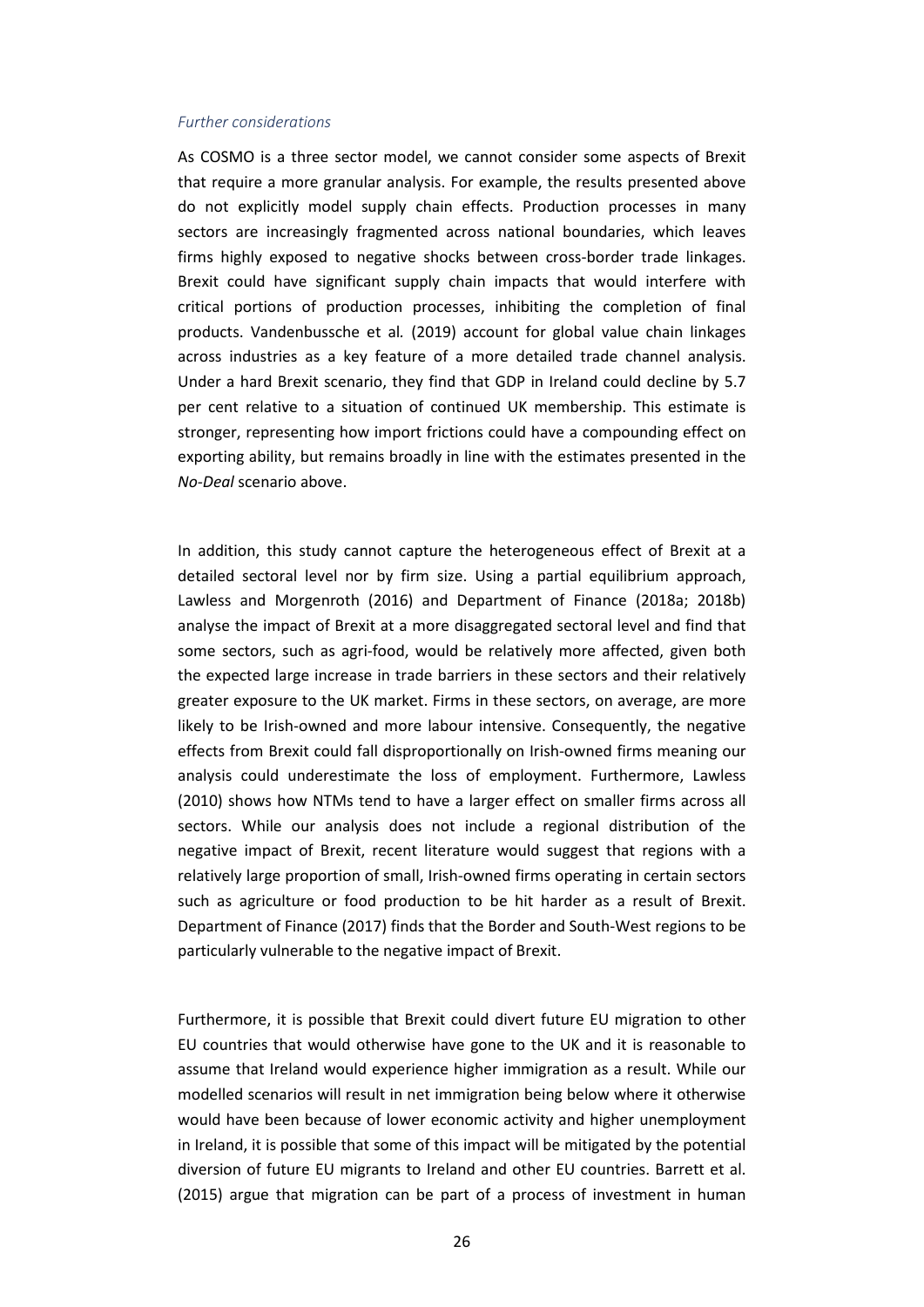*Further considerations*

As COSMO is a three sector model, we cannot consider some aspects of Brexit that require a more granular analysis. For example, the results presented above do not explicitly model supply chain effects. Production processes in many sectors are increasingly fragmented across national boundaries, which leaves firms highly exposed to negative shocks between cross-border trade linkages. Brexit could have significant supply chain impacts that would interfere with critical portions of production processes, inhibiting the completion of final products. Vandenbussche et al*.* (2019) account for global value chain linkages across industries as a key feature of a more detailed trade channel analysis. Under a hard Brexit scenario, they find that GDP in Ireland could decline by 5.7 per cent relative to a situation of continued UK membership. This estimate is stronger, representing how import frictions could have a compounding effect on exporting ability, but remains broadly in line with the estimates presented in the *No-Deal* scenario above.

In addition, this study cannot capture the heterogeneous effect of Brexit at a detailed sectoral level nor by firm size. Using a partial equilibrium approach, Lawless and Morgenroth (2016) and Department of Finance (2018a; 2018b) analyse the impact of Brexit at a more disaggregated sectoral level and find that some sectors, such as agri-food, would be relatively more affected, given both the expected large increase in trade barriers in these sectors and their relatively greater exposure to the UK market. Firms in these sectors, on average, are more likely to be Irish-owned and more labour intensive. Consequently, the negative effects from Brexit could fall disproportionally on Irish-owned firms meaning our analysis could underestimate the loss of employment. Furthermore, Lawless (2010) shows how NTMs tend to have a larger effect on smaller firms across all sectors. While our analysis does not include a regional distribution of the negative impact of Brexit, recent literature would suggest that regions with a relatively large proportion of small, Irish-owned firms operating in certain sectors such as agriculture or food production to be hit harder as a result of Brexit. Department of Finance (2017) finds that the Border and South-West regions to be particularly vulnerable to the negative impact of Brexit.

Furthermore, it is possible that Brexit could divert future EU migration to other EU countries that would otherwise have gone to the UK and it is reasonable to assume that Ireland would experience higher immigration as a result. While our modelled scenarios will result in net immigration being below where it otherwise would have been because of lower economic activity and higher unemployment in Ireland, it is possible that some of this impact will be mitigated by the potential diversion of future EU migrants to Ireland and other EU countries. Barrett et al. (2015) argue that migration can be part of a process of investment in human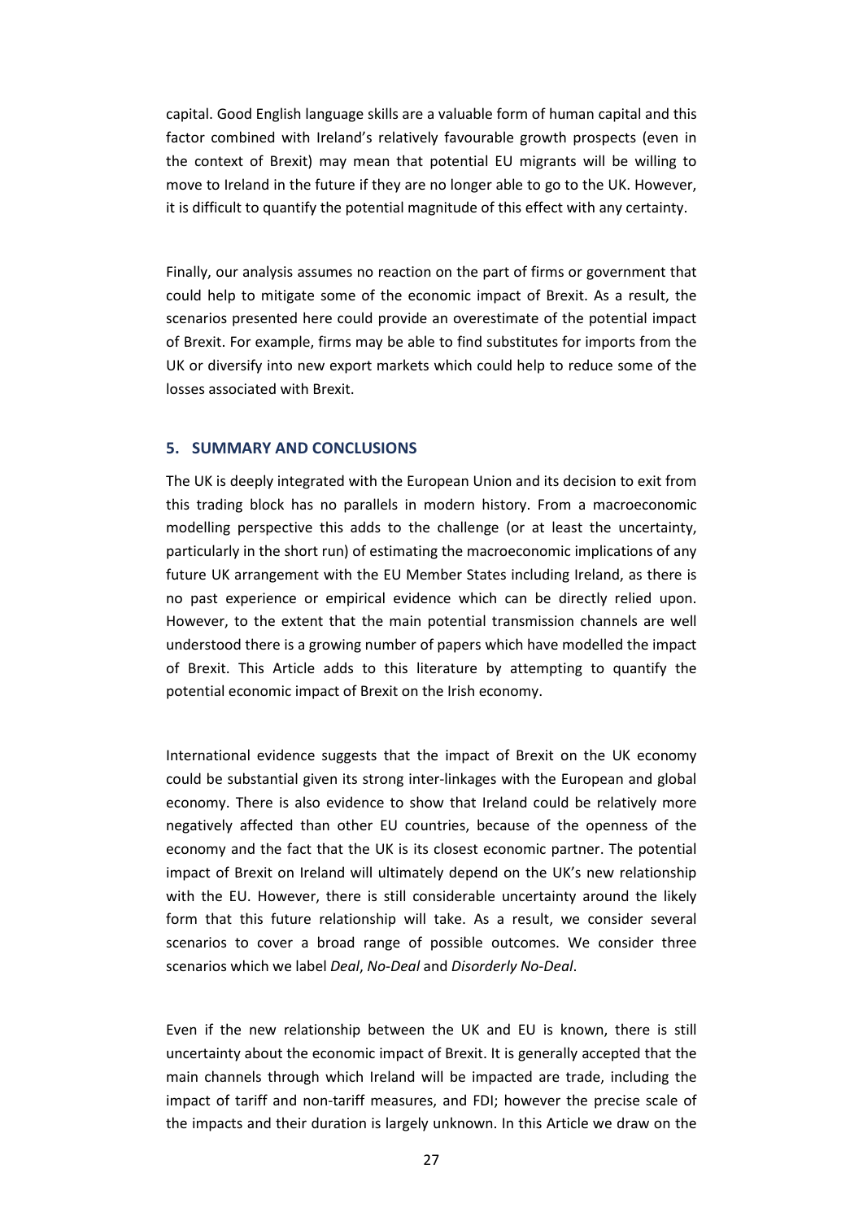capital. Good English language skills are a valuable form of human capital and this factor combined with Ireland's relatively favourable growth prospects (even in the context of Brexit) may mean that potential EU migrants will be willing to move to Ireland in the future if they are no longer able to go to the UK. However, it is difficult to quantify the potential magnitude of this effect with any certainty.

Finally, our analysis assumes no reaction on the part of firms or government that could help to mitigate some of the economic impact of Brexit. As a result, the scenarios presented here could provide an overestimate of the potential impact of Brexit. For example, firms may be able to find substitutes for imports from the UK or diversify into new export markets which could help to reduce some of the losses associated with Brexit.

## 5. SUMMARY AND CONCLUSIONS

The UK is deeply integrated with the European Union and its decision to exit from this trading block has no parallels in modern history. From a macroeconomic modelling perspective this adds to the challenge (or at least the uncertainty, particularly in the short run) of estimating the macroeconomic implications of any future UK arrangement with the EU Member States including Ireland, as there is no past experience or empirical evidence which can be directly relied upon. However, to the extent that the main potential transmission channels are well understood there is a growing number of papers which have modelled the impact of Brexit. This Article adds to this literature by attempting to quantify the potential economic impact of Brexit on the Irish economy.

International evidence suggests that the impact of Brexit on the UK economy could be substantial given its strong inter-linkages with the European and global economy. There is also evidence to show that Ireland could be relatively more negatively affected than other EU countries, because of the openness of the economy and the fact that the UK is its closest economic partner. The potential impact of Brexit on Ireland will ultimately depend on the UK's new relationship with the EU. However, there is still considerable uncertainty around the likely form that this future relationship will take. As a result, we consider several scenarios to cover a broad range of possible outcomes. We consider three scenarios which we label *Deal*, *No-Deal* and *Disorderly No-Deal*.

Even if the new relationship between the UK and EU is known, there is still uncertainty about the economic impact of Brexit. It is generally accepted that the main channels through which Ireland will be impacted are trade, including the impact of tariff and non-tariff measures, and FDI; however the precise scale of the impacts and their duration is largely unknown. In this Article we draw on the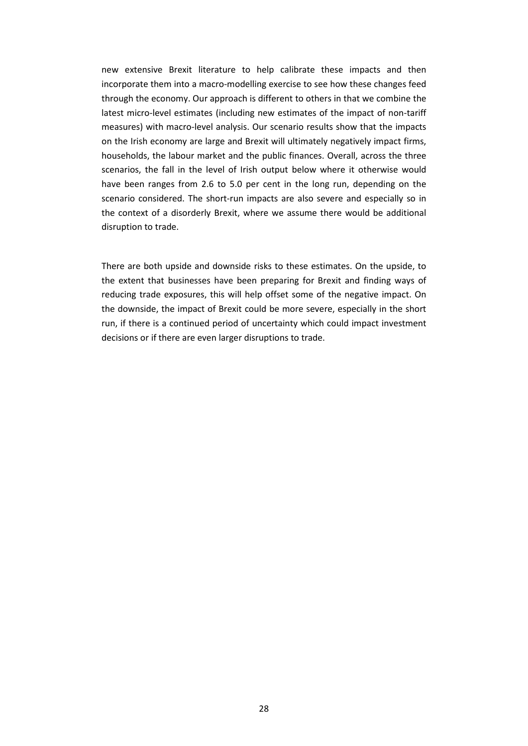new extensive Brexit literature to help calibrate these impacts and then incorporate them into a macro-modelling exercise to see how these changes feed through the economy. Our approach is different to others in that we combine the latest micro-level estimates (including new estimates of the impact of non-tariff measures) with macro-level analysis. Our scenario results show that the impacts on the Irish economy are large and Brexit will ultimately negatively impact firms, households, the labour market and the public finances. Overall, across the three scenarios, the fall in the level of Irish output below where it otherwise would have been ranges from 2.6 to 5.0 per cent in the long run, depending on the scenario considered. The short-run impacts are also severe and especially so in the context of a disorderly Brexit, where we assume there would be additional disruption to trade.

There are both upside and downside risks to these estimates. On the upside, to the extent that businesses have been preparing for Brexit and finding ways of reducing trade exposures, this will help offset some of the negative impact. On the downside, the impact of Brexit could be more severe, especially in the short run, if there is a continued period of uncertainty which could impact investment decisions or if there are even larger disruptions to trade.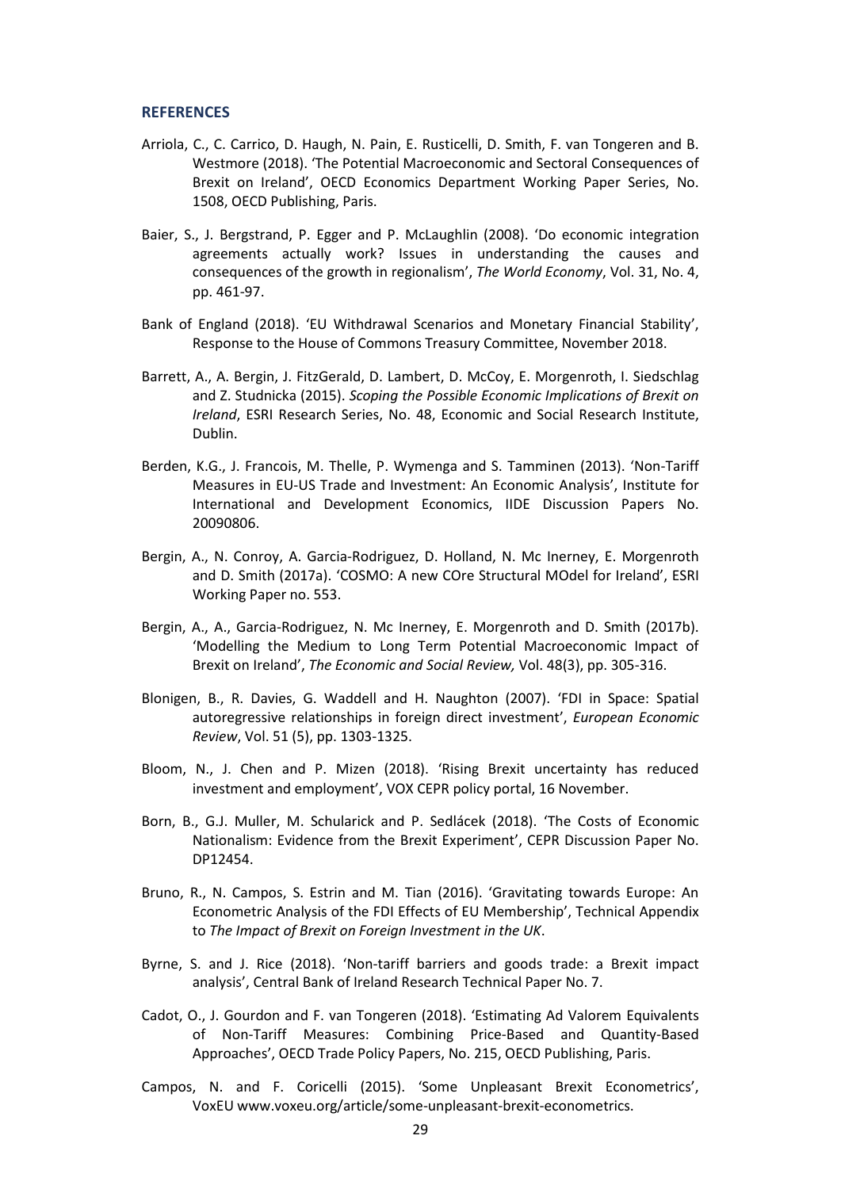## REFERENCES

Arriola, C., C. Carrico, D. Haugh, N. Pain, E. Rusticelli, D. Smith, F. van Tongeren and B. Westmore (2018). 'The Potential Macroeconomic and Sectoral Consequences of Brexit on Ireland', OECD Economics Department Working Paper Series, No. 1508, OECD Publishing, Paris.

Baier, S., J. Bergstrand, P. Egger and P. McLaughlin (2008). 'Do economic integration agreements actually work? Issues in understanding the causes and consequences of the growth in regionalism', *The World Economy*, Vol. 31, No. 4, pp. 461-97.

Bank of England (2018). 'EU Withdrawal Scenarios and Monetary Financial Stability', Response to the House of Commons Treasury Committee, November 2018.

Barrett, A., A. Bergin, J. FitzGerald, D. Lambert, D. McCoy, E. Morgenroth, I. Siedschlag and Z. Studnicka (2015). *Scoping the Possible Economic Implications of Brexit on Ireland*, ESRI Research Series, No. 48, Economic and Social Research Institute, Dublin.

Berden, K.G., J. Francois, M. Thelle, P. Wymenga and S. Tamminen (2013). 'Non-Tariff Measures in EU-US Trade and Investment: An Economic Analysis', Institute for International and Development Economics, IIDE Discussion Papers No. 20090806.

Bergin, A., N. Conroy, A. Garcia-Rodriguez, D. Holland, N. Mc Inerney, E. Morgenroth and D. Smith (2017a). 'COSMO: A new COre Structural MOdel for Ireland', ESRI Working Paper no. 553.

Bergin, A., A., Garcia-Rodriguez, N. Mc Inerney, E. Morgenroth and D. Smith (2017b). 'Modelling the Medium to Long Term Potential Macroeconomic Impact of Brexit on Ireland', *The Economic and Social Review,* Vol. 48(3), pp. 305-316.

Blonigen, B., R. Davies, G. Waddell and H. Naughton (2007). 'FDI in Space: Spatial autoregressive relationships in foreign direct investment', *European Economic Review*, Vol. 51 (5), pp. 1303-1325.

Bloom, N., J. Chen and P. Mizen (2018). 'Rising Brexit uncertainty has reduced investment and employment', VOX CEPR policy portal, 16 November.

Born, B., G.J. Muller, M. Schularick and P. Sedlácek (2018). 'The Costs of Economic Nationalism: Evidence from the Brexit Experiment', CEPR Discussion Paper No. DP12454.

Bruno, R., N. Campos, S. Estrin and M. Tian (2016). 'Gravitating towards Europe: An Econometric Analysis of the FDI Effects of EU Membership', Technical Appendix to *The Impact of Brexit on Foreign Investment in the UK*.

Byrne, S. and J. Rice (2018). 'Non-tariff barriers and goods trade: a Brexit impact analysis', Central Bank of Ireland Research Technical Paper No. 7.

Cadot, O., J. Gourdon and F. van Tongeren (2018). 'Estimating Ad Valorem Equivalents of Non-Tariff Measures: Combining Price-Based and Quantity-Based Approaches', OECD Trade Policy Papers, No. 215, OECD Publishing, Paris.

Campos, N. and F. Coricelli (2015). 'Some Unpleasant Brexit Econometrics', VoxEU www.voxeu.org/article/some-unpleasant-brexit-econometrics.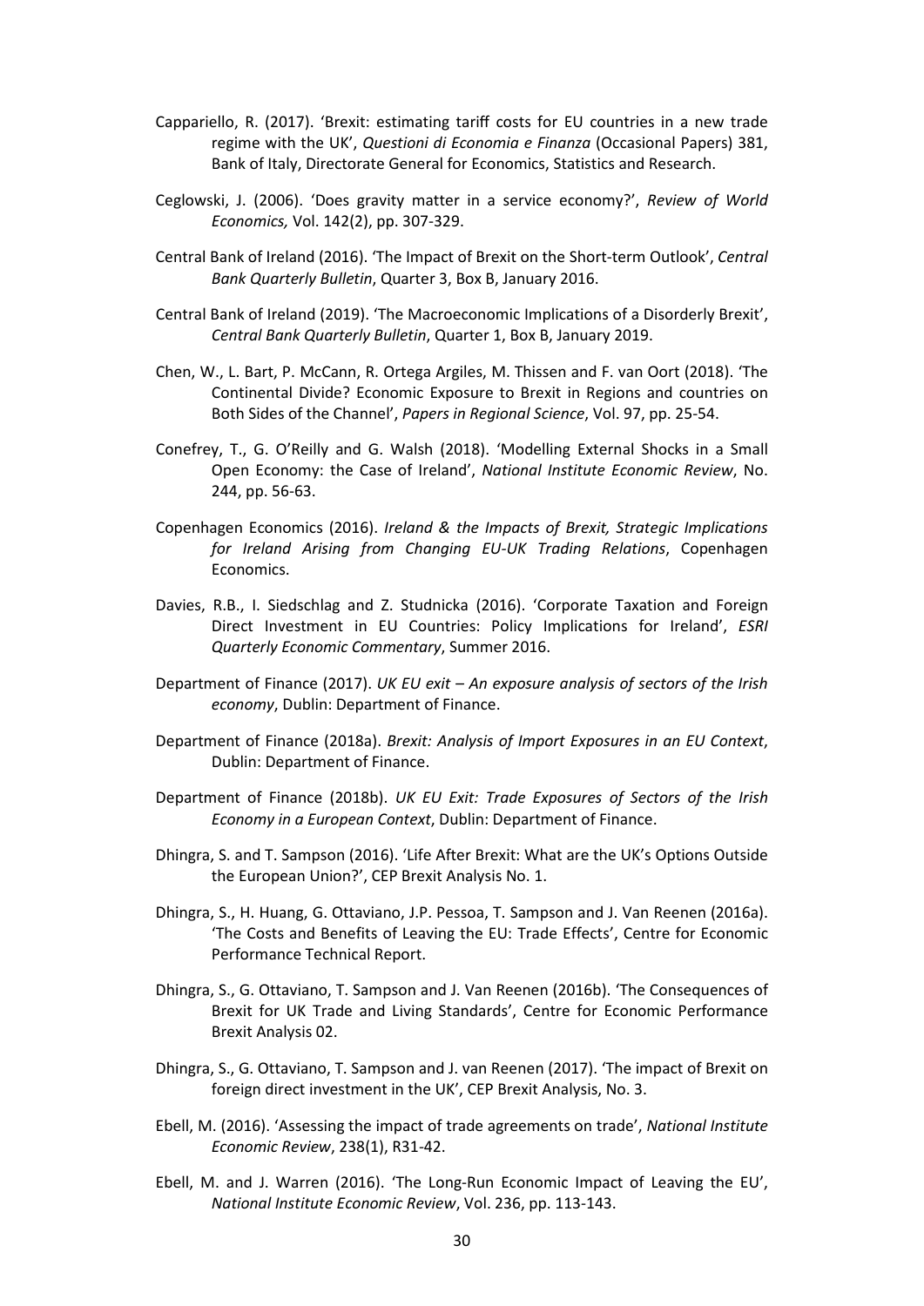Cappariello, R. (2017). 'Brexit: estimating tariff costs for EU countries in a new trade regime with the UK', *Questioni di Economia e Finanza* (Occasional Papers) 381, Bank of Italy, Directorate General for Economics, Statistics and Research.

Ceglowski, J. (2006). 'Does gravity matter in a service economy?', *Review of World Economics,* Vol. 142(2), pp. 307-329.

Central Bank of Ireland (2016). 'The Impact of Brexit on the Short-term Outlook', *Central Bank Quarterly Bulletin*, Quarter 3, Box B, January 2016.

Central Bank of Ireland (2019). 'The Macroeconomic Implications of a Disorderly Brexit', *Central Bank Quarterly Bulletin*, Quarter 1, Box B, January 2019.

Chen, W., L. Bart, P. McCann, R. Ortega Argiles, M. Thissen and F. van Oort (2018). 'The Continental Divide? Economic Exposure to Brexit in Regions and countries on Both Sides of the Channel', *Papers in Regional Science*, Vol. 97, pp. 25-54.

Conefrey, T., G. O'Reilly and G. Walsh (2018). 'Modelling External Shocks in a Small Open Economy: the Case of Ireland', *National Institute Economic Review*, No. 244, pp. 56-63.

Copenhagen Economics (2016). *Ireland & the Impacts of Brexit, Strategic Implications for Ireland Arising from Changing EU-UK Trading Relations*, Copenhagen Economics.

Davies, R.B., I. Siedschlag and Z. Studnicka (2016). 'Corporate Taxation and Foreign Direct Investment in EU Countries: Policy Implications for Ireland', *ESRI Quarterly Economic Commentary*, Summer 2016.

Department of Finance (2017). *UK EU exit – An exposure analysis of sectors of the Irish economy*, Dublin: Department of Finance.

Department of Finance (2018a). *Brexit: Analysis of Import Exposures in an EU Context*, Dublin: Department of Finance.

Department of Finance (2018b). *UK EU Exit: Trade Exposures of Sectors of the Irish Economy in a European Context*, Dublin: Department of Finance.

Dhingra, S. and T. Sampson (2016). 'Life After Brexit: What are the UK's Options Outside the European Union?', CEP Brexit Analysis No. 1.

Dhingra, S., H. Huang, G. Ottaviano, J.P. Pessoa, T. Sampson and J. Van Reenen (2016a). 'The Costs and Benefits of Leaving the EU: Trade Effects', Centre for Economic Performance Technical Report.

Dhingra, S., G. Ottaviano, T. Sampson and J. Van Reenen (2016b). 'The Consequences of Brexit for UK Trade and Living Standards', Centre for Economic Performance Brexit Analysis 02.

Dhingra, S., G. Ottaviano, T. Sampson and J. van Reenen (2017). 'The impact of Brexit on foreign direct investment in the UK', CEP Brexit Analysis, No. 3.

Ebell, M. (2016). 'Assessing the impact of trade agreements on trade', *National Institute Economic Review*, 238(1), R31-42.

Ebell, M. and J. Warren (2016). 'The Long-Run Economic Impact of Leaving the EU', *National Institute Economic Review*, Vol. 236, pp. 113-143.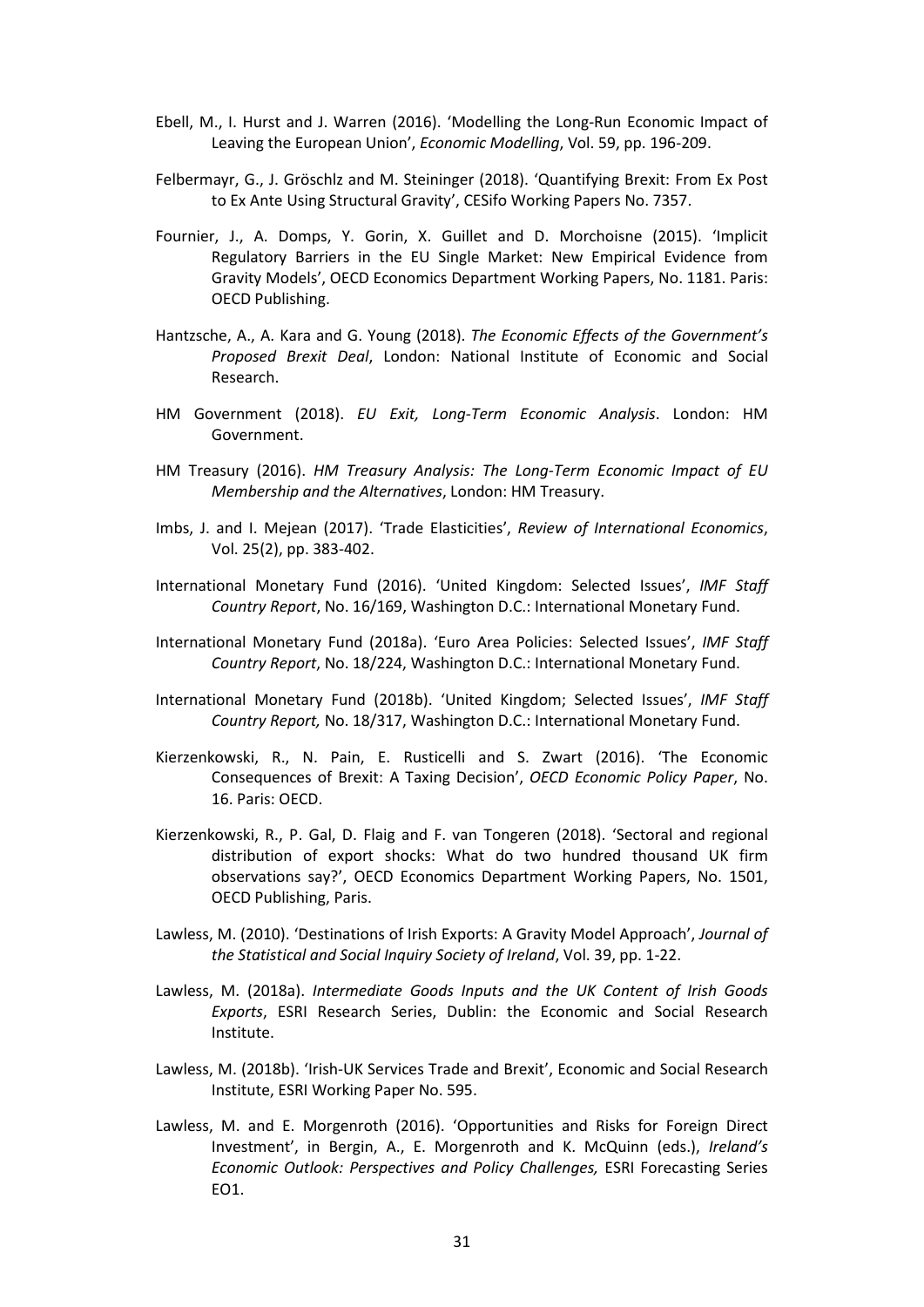Ebell, M., I. Hurst and J. Warren (2016). 'Modelling the Long-Run Economic Impact of Leaving the European Union', *Economic Modelling*, Vol. 59, pp. 196-209.

Felbermayr, G., J. Gröschlz and M. Steininger (2018). 'Quantifying Brexit: From Ex Post to Ex Ante Using Structural Gravity', CESifo Working Papers No. 7357.

Fournier, J., A. Domps, Y. Gorin, X. Guillet and D. Morchoisne (2015). 'Implicit Regulatory Barriers in the EU Single Market: New Empirical Evidence from Gravity Models', OECD Economics Department Working Papers, No. 1181. Paris: OECD Publishing.

Hantzsche, A., A. Kara and G. Young (2018). *The Economic Effects of the Government's Proposed Brexit Deal*, London: National Institute of Economic and Social Research.

HM Government (2018). *EU Exit, Long-Term Economic Analysis*. London: HM Government.

HM Treasury (2016). *HM Treasury Analysis: The Long-Term Economic Impact of EU Membership and the Alternatives*, London: HM Treasury.

Imbs, J. and I. Mejean (2017). 'Trade Elasticities', *Review of International Economics*, Vol. 25(2), pp. 383-402.

International Monetary Fund (2016). 'United Kingdom: Selected Issues', *IMF Staff Country Report*, No. 16/169, Washington D.C.: International Monetary Fund.

International Monetary Fund (2018a). 'Euro Area Policies: Selected Issues', *IMF Staff Country Report*, No. 18/224, Washington D.C.: International Monetary Fund.

International Monetary Fund (2018b). 'United Kingdom; Selected Issues', *IMF Staff Country Report,* No. 18/317, Washington D.C.: International Monetary Fund.

Kierzenkowski, R., N. Pain, E. Rusticelli and S. Zwart (2016). 'The Economic Consequences of Brexit: A Taxing Decision', *OECD Economic Policy Paper*, No. 16. Paris: OECD.

Kierzenkowski, R., P. Gal, D. Flaig and F. van Tongeren (2018). 'Sectoral and regional distribution of export shocks: What do two hundred thousand UK firm observations say?', OECD Economics Department Working Papers, No. 1501, OECD Publishing, Paris.

Lawless, M. (2010). 'Destinations of Irish Exports: A Gravity Model Approach', *Journal of the Statistical and Social Inquiry Society of Ireland*, Vol. 39, pp. 1-22.

Lawless, M. (2018a). *Intermediate Goods Inputs and the UK Content of Irish Goods Exports*, ESRI Research Series, Dublin: the Economic and Social Research Institute.

Lawless, M. (2018b). 'Irish-UK Services Trade and Brexit', Economic and Social Research Institute, ESRI Working Paper No. 595.

Lawless, M. and E. Morgenroth (2016). 'Opportunities and Risks for Foreign Direct Investment', in Bergin, A., E. Morgenroth and K. McQuinn (eds.), *Ireland's Economic Outlook: Perspectives and Policy Challenges,* ESRI Forecasting Series EO1.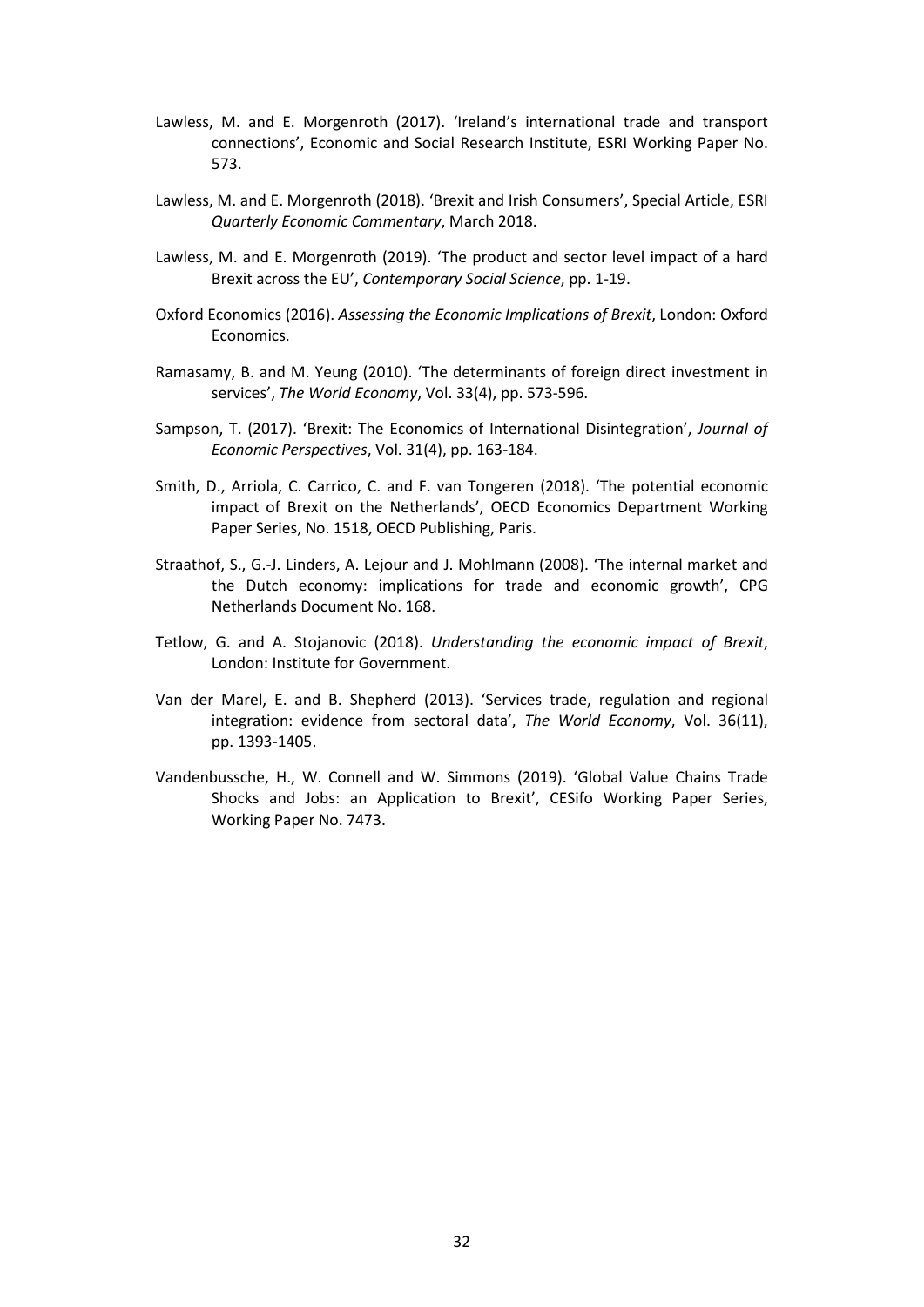Lawless, M. and E. Morgenroth (2017). 'Ireland's international trade and transport connections', Economic and Social Research Institute, ESRI Working Paper No. 573.

Lawless, M. and E. Morgenroth (2018). 'Brexit and Irish Consumers', Special Article, ESRI *Quarterly Economic Commentary*, March 2018.

Lawless, M. and E. Morgenroth (2019). 'The product and sector level impact of a hard Brexit across the EU', *Contemporary Social Science*, pp. 1-19.

Oxford Economics (2016). *Assessing the Economic Implications of Brexit*, London: Oxford Economics.

Ramasamy, B. and M. Yeung (2010). 'The determinants of foreign direct investment in services', *The World Economy*, Vol. 33(4), pp. 573-596.

Sampson, T. (2017). 'Brexit: The Economics of International Disintegration', *Journal of Economic Perspectives*, Vol. 31(4), pp. 163-184.

Smith, D., Arriola, C. Carrico, C. and F. van Tongeren (2018). 'The potential economic impact of Brexit on the Netherlands', OECD Economics Department Working Paper Series, No. 1518, OECD Publishing, Paris.

Straathof, S., G.-J. Linders, A. Lejour and J. Mohlmann (2008). 'The internal market and the Dutch economy: implications for trade and economic growth', CPG Netherlands Document No. 168.

Tetlow, G. and A. Stojanovic (2018). *Understanding the economic impact of Brexit*, London: Institute for Government.

Van der Marel, E. and B. Shepherd (2013). 'Services trade, regulation and regional integration: evidence from sectoral data', *The World Economy*, Vol. 36(11), pp. 1393-1405.

Vandenbussche, H., W. Connell and W. Simmons (2019). 'Global Value Chains Trade Shocks and Jobs: an Application to Brexit', CESifo Working Paper Series, Working Paper No. 7473.